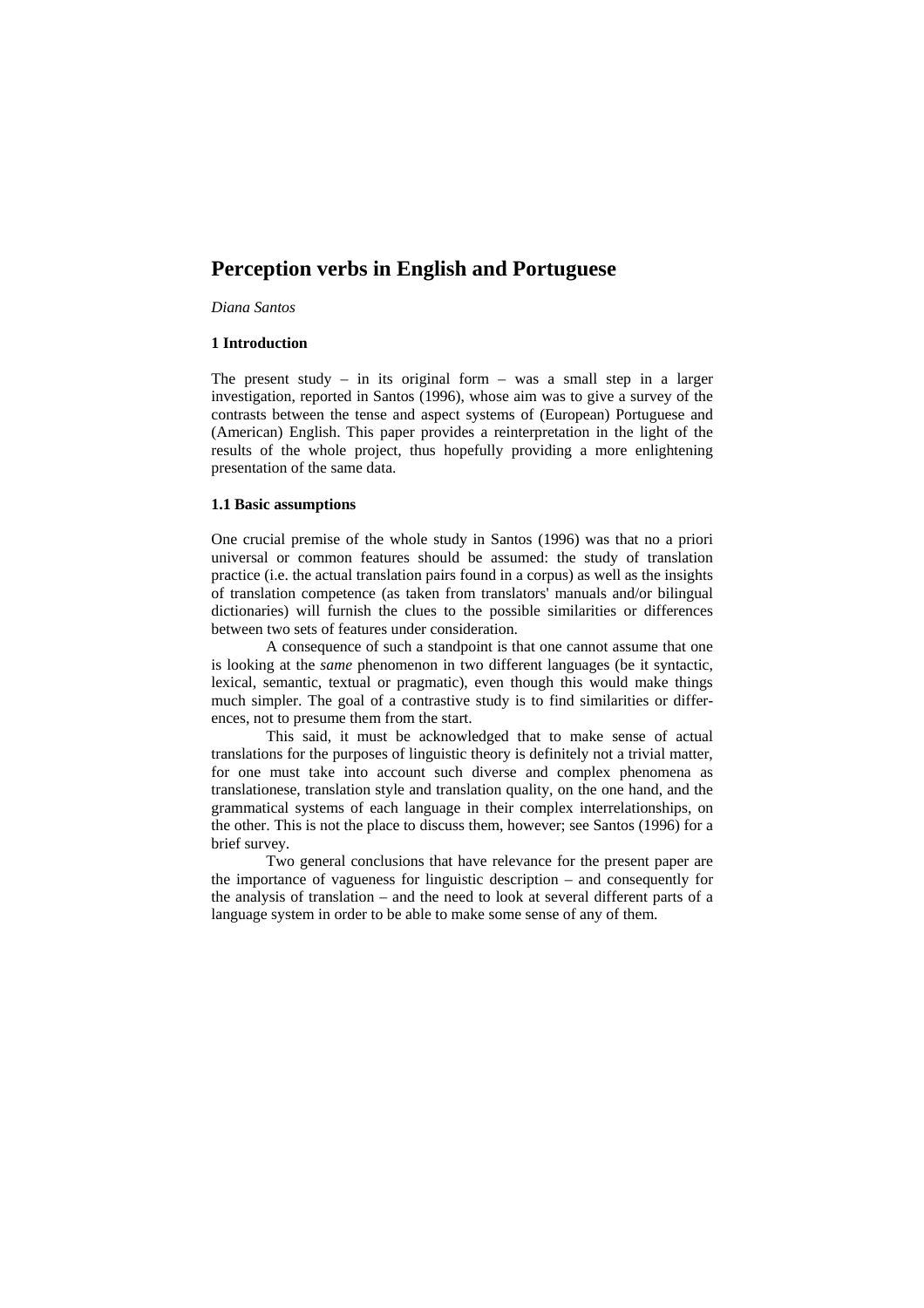# Perception verbs in English and Portuguese

*Diana Santos*

## 1 Introduction

The present study – in its original form – was a small step in a larger investigation, reported in Santos (1996), whose aim was to give a survey of the contrasts between the tense and aspect systems of (European) Portuguese and (American) English. This paper provides a reinterpretation in the light of the results of the whole project, thus hopefully providing a more enlightening presentation of the same data.

### 1.1 Basic assumptions

One crucial premise of the whole study in Santos (1996) was that no a priori universal or common features should be assumed: the study of translation practice (i.e. the actual translation pairs found in a corpus) as well as the insights of translation competence (as taken from translators' manuals and/or bilingual dictionaries) will furnish the clues to the possible similarities or differences between two sets of features under consideration.

A consequence of such a standpoint is that one cannot assume that one is looking at the *same* phenomenon in two different languages (be it syntactic, lexical, semantic, textual or pragmatic), even though this would make things much simpler. The goal of a contrastive study is to find similarities or differences, not to presume them from the start.

This said, it must be acknowledged that to make sense of actual translations for the purposes of linguistic theory is definitely not a trivial matter, for one must take into account such diverse and complex phenomena as translationese, translation style and translation quality, on the one hand, and the grammatical systems of each language in their complex interrelationships, on the other. This is not the place to discuss them, however; see Santos (1996) for a brief survey.

Two general conclusions that have relevance for the present paper are the importance of vagueness for linguistic description – and consequently for the analysis of translation – and the need to look at several different parts of a language system in order to be able to make some sense of any of them.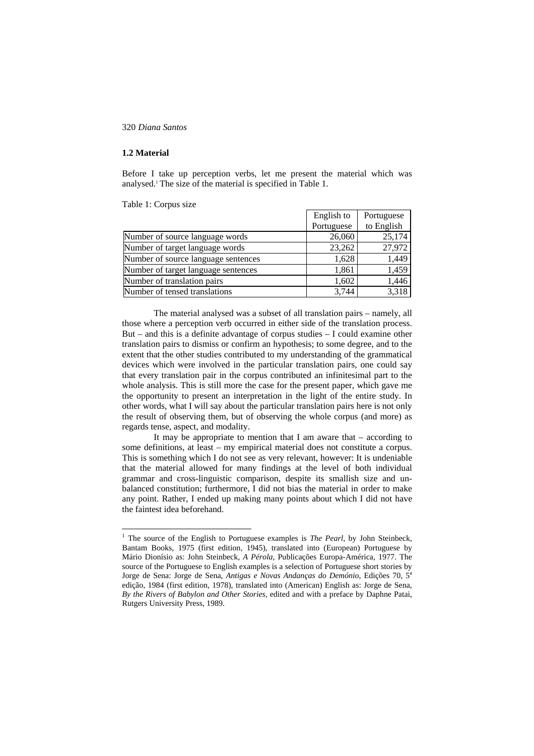### 1.2 Material

Before I take up perception verbs, let me present the material which was analysed.[1] The size of the material is specified in Table 1.

Table 1: Corpus size

| | English to Portuguese | Portuguese to English |
|---|---|---|
| Number of source language words | 26,060 | 25,174 |
| Number of target language words | 23,262 | 27,972 |
| Number of source language sentences | 1,628 | 1,449 |
| Number of target language sentences | 1,861 | 1,459 |
| Number of translation pairs | 1,602 | 1,446 |
| Number of tensed translations | 3,744 | 3,318 |

The material analysed was a subset of all translation pairs – namely, all those where a perception verb occurred in either side of the translation process. But – and this is a definite advantage of corpus studies – I could examine other translation pairs to dismiss or confirm an hypothesis; to some degree, and to the extent that the other studies contributed to my understanding of the grammatical devices which were involved in the particular translation pairs, one could say that every translation pair in the corpus contributed an infinitesimal part to the whole analysis. This is still more the case for the present paper, which gave me the opportunity to present an interpretation in the light of the entire study. In other words, what I will say about the particular translation pairs here is not only the result of observing them, but of observing the whole corpus (and more) as regards tense, aspect, and modality.

It may be appropriate to mention that I am aware that – according to some definitions, at least – my empirical material does not constitute a corpus. This is something which I do not see as very relevant, however: It is undeniable that the material allowed for many findings at the level of both individual grammar and cross-linguistic comparison, despite its smallish size and unbalanced constitution; furthermore, I did not bias the material in order to make any point. Rather, I ended up making many points about which I did not have the faintest idea beforehand.

---

[1] The source of the English to Portuguese examples is *The Pearl*, by John Steinbeck, Bantam Books, 1975 (first edition, 1945), translated into (European) Portuguese by Mário Dionísio as: John Steinbeck, *A Pérola*, Publicações Europa-América, 1977. The source of the Portuguese to English examples is a selection of Portuguese short stories by Jorge de Sena: Jorge de Sena, *Antigas e Novas Andanças do Demónio*, Edições 70, 5ª edição, 1984 (first edition, 1978), translated into (American) English as: Jorge de Sena, *By the Rivers of Babylon and Other Stories*, edited and with a preface by Daphne Patai, Rutgers University Press, 1989.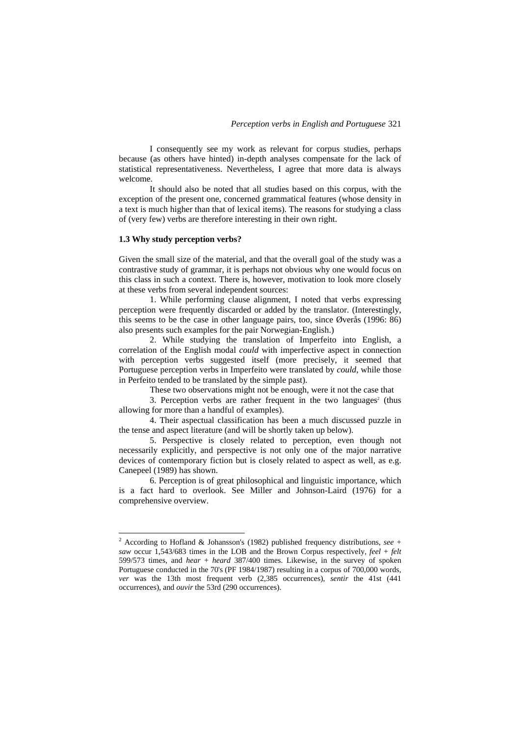I consequently see my work as relevant for corpus studies, perhaps because (as others have hinted) in-depth analyses compensate for the lack of statistical representativeness. Nevertheless, I agree that more data is always welcome.

It should also be noted that all studies based on this corpus, with the exception of the present one, concerned grammatical features (whose density in a text is much higher than that of lexical items). The reasons for studying a class of (very few) verbs are therefore interesting in their own right.

### 1.3 Why study perception verbs?

Given the small size of the material, and that the overall goal of the study was a contrastive study of grammar, it is perhaps not obvious why one would focus on this class in such a context. There is, however, motivation to look more closely at these verbs from several independent sources:

1. While performing clause alignment, I noted that verbs expressing perception were frequently discarded or added by the translator. (Interestingly, this seems to be the case in other language pairs, too, since Øverås (1996: 86) also presents such examples for the pair Norwegian-English.)

2. While studying the translation of Imperfeito into English, a correlation of the English modal *could* with imperfective aspect in connection with perception verbs suggested itself (more precisely, it seemed that Portuguese perception verbs in Imperfeito were translated by *could*, while those in Perfeito tended to be translated by the simple past).

These two observations might not be enough, were it not the case that

3. Perception verbs are rather frequent in the two languages[2] (thus allowing for more than a handful of examples).

4. Their aspectual classification has been a much discussed puzzle in the tense and aspect literature (and will be shortly taken up below).

5. Perspective is closely related to perception, even though not necessarily explicitly, and perspective is not only one of the major narrative devices of contemporary fiction but is closely related to aspect as well, as e.g. Canepeel (1989) has shown.

6. Perception is of great philosophical and linguistic importance, which is a fact hard to overlook. See Miller and Johnson-Laird (1976) for a comprehensive overview.

---

[2] According to Hofland & Johansson's (1982) published frequency distributions, *see* + *saw* occur 1,543/683 times in the LOB and the Brown Corpus respectively, *feel* + *felt* 599/573 times, and *hear* + *heard* 387/400 times. Likewise, in the survey of spoken Portuguese conducted in the 70's (PF 1984/1987) resulting in a corpus of 700,000 words, *ver* was the 13th most frequent verb (2,385 occurrences), *sentir* the 41st (441 occurrences), and *ouvir* the 53rd (290 occurrences).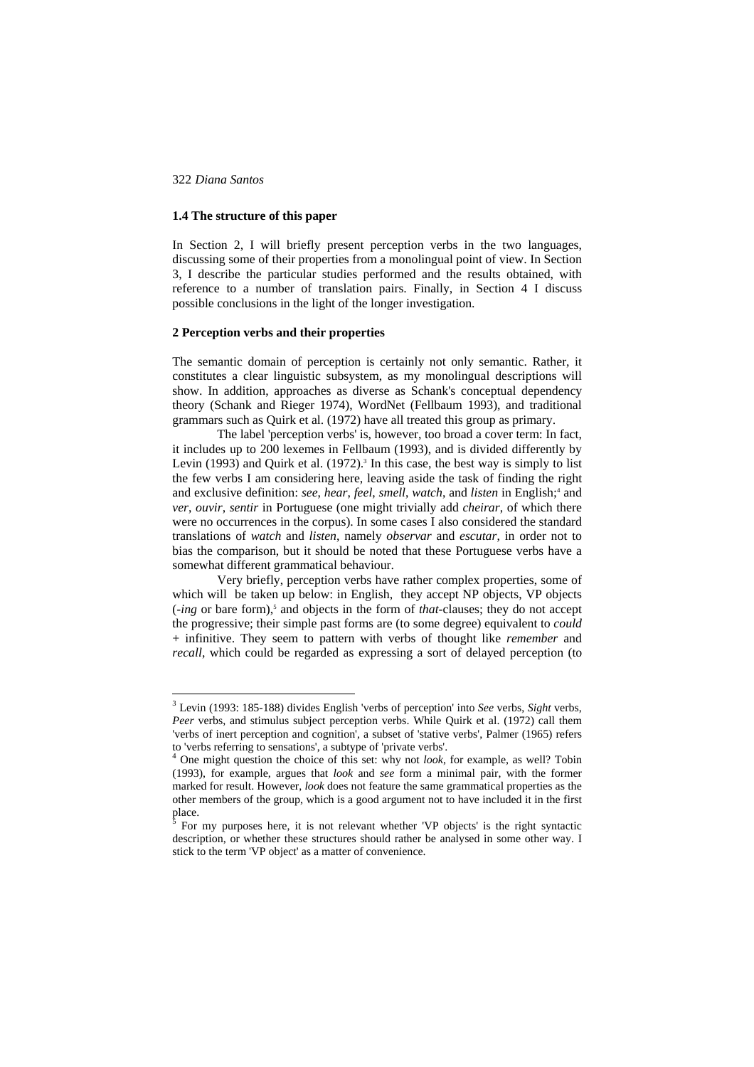### 1.4 The structure of this paper

In Section 2, I will briefly present perception verbs in the two languages, discussing some of their properties from a monolingual point of view. In Section 3, I describe the particular studies performed and the results obtained, with reference to a number of translation pairs. Finally, in Section 4 I discuss possible conclusions in the light of the longer investigation.

## 2 Perception verbs and their properties

The semantic domain of perception is certainly not only semantic. Rather, it constitutes a clear linguistic subsystem, as my monolingual descriptions will show. In addition, approaches as diverse as Schank's conceptual dependency theory (Schank and Rieger 1974), WordNet (Fellbaum 1993), and traditional grammars such as Quirk et al. (1972) have all treated this group as primary.

The label 'perception verbs' is, however, too broad a cover term: In fact, it includes up to 200 lexemes in Fellbaum (1993), and is divided differently by Levin (1993) and Quirk et al. (1972).[3] In this case, the best way is simply to list the few verbs I am considering here, leaving aside the task of finding the right and exclusive definition: *see*, *hear*, *feel*, *smell*, *watch*, and *listen* in English;[4] and *ver*, *ouvir*, *sentir* in Portuguese (one might trivially add *cheirar*, of which there were no occurrences in the corpus). In some cases I also considered the standard translations of *watch* and *listen*, namely *observar* and *escutar*, in order not to bias the comparison, but it should be noted that these Portuguese verbs have a somewhat different grammatical behaviour.

Very briefly, perception verbs have rather complex properties, some of which will be taken up below: in English, they accept NP objects, VP objects (*-ing* or bare form),[5] and objects in the form of *that*-clauses; they do not accept the progressive; their simple past forms are (to some degree) equivalent to *could* + infinitive. They seem to pattern with verbs of thought like *remember* and *recall*, which could be regarded as expressing a sort of delayed perception (to

---

[3] Levin (1993: 185-188) divides English 'verbs of perception' into *See* verbs, *Sight* verbs, *Peer* verbs, and stimulus subject perception verbs. While Quirk et al. (1972) call them 'verbs of inert perception and cognition', a subset of 'stative verbs', Palmer (1965) refers to 'verbs referring to sensations', a subtype of 'private verbs'.

[4] One might question the choice of this set: why not *look*, for example, as well? Tobin (1993), for example, argues that *look* and *see* form a minimal pair, with the former marked for result. However, *look* does not feature the same grammatical properties as the other members of the group, which is a good argument not to have included it in the first place.

[5] For my purposes here, it is not relevant whether 'VP objects' is the right syntactic description, or whether these structures should rather be analysed in some other way. I stick to the term 'VP object' as a matter of convenience.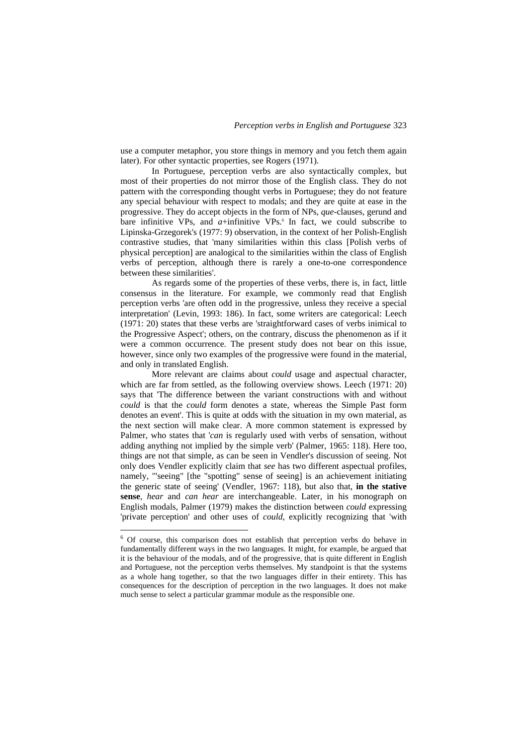use a computer metaphor, you store things in memory and you fetch them again later). For other syntactic properties, see Rogers (1971).

In Portuguese, perception verbs are also syntactically complex, but most of their properties do not mirror those of the English class. They do not pattern with the corresponding thought verbs in Portuguese; they do not feature any special behaviour with respect to modals; and they are quite at ease in the progressive. They do accept objects in the form of NPs, *que*-clauses, gerund and bare infinitive VPs, and *a*+infinitive VPs.[6] In fact, we could subscribe to Lipinska-Grzegorek's (1977: 9) observation, in the context of her Polish-English contrastive studies, that 'many similarities within this class [Polish verbs of physical perception] are analogical to the similarities within the class of English verbs of perception, although there is rarely a one-to-one correspondence between these similarities'.

As regards some of the properties of these verbs, there is, in fact, little consensus in the literature. For example, we commonly read that English perception verbs 'are often odd in the progressive, unless they receive a special interpretation' (Levin, 1993: 186). In fact, some writers are categorical: Leech (1971: 20) states that these verbs are 'straightforward cases of verbs inimical to the Progressive Aspect'; others, on the contrary, discuss the phenomenon as if it were a common occurrence. The present study does not bear on this issue, however, since only two examples of the progressive were found in the material, and only in translated English.

More relevant are claims about *could* usage and aspectual character, which are far from settled, as the following overview shows. Leech (1971: 20) says that 'The difference between the variant constructions with and without *could* is that the *could* form denotes a state, whereas the Simple Past form denotes an event'. This is quite at odds with the situation in my own material, as the next section will make clear. A more common statement is expressed by Palmer, who states that '*can* is regularly used with verbs of sensation, without adding anything not implied by the simple verb' (Palmer, 1965: 118). Here too, things are not that simple, as can be seen in Vendler's discussion of seeing. Not only does Vendler explicitly claim that *see* has two different aspectual profiles, namely, '"seeing" [the "spotting" sense of seeing] is an achievement initiating the generic state of seeing' (Vendler, 1967: 118), but also that, **in the stative sense**, *hear* and *can hear* are interchangeable. Later, in his monograph on English modals, Palmer (1979) makes the distinction between *could* expressing 'private perception' and other uses of *could*, explicitly recognizing that 'with

---

[6] Of course, this comparison does not establish that perception verbs do behave in fundamentally different ways in the two languages. It might, for example, be argued that it is the behaviour of the modals, and of the progressive, that is quite different in English and Portuguese, not the perception verbs themselves. My standpoint is that the systems as a whole hang together, so that the two languages differ in their entirety. This has consequences for the description of perception in the two languages. It does not make much sense to select a particular grammar module as the responsible one.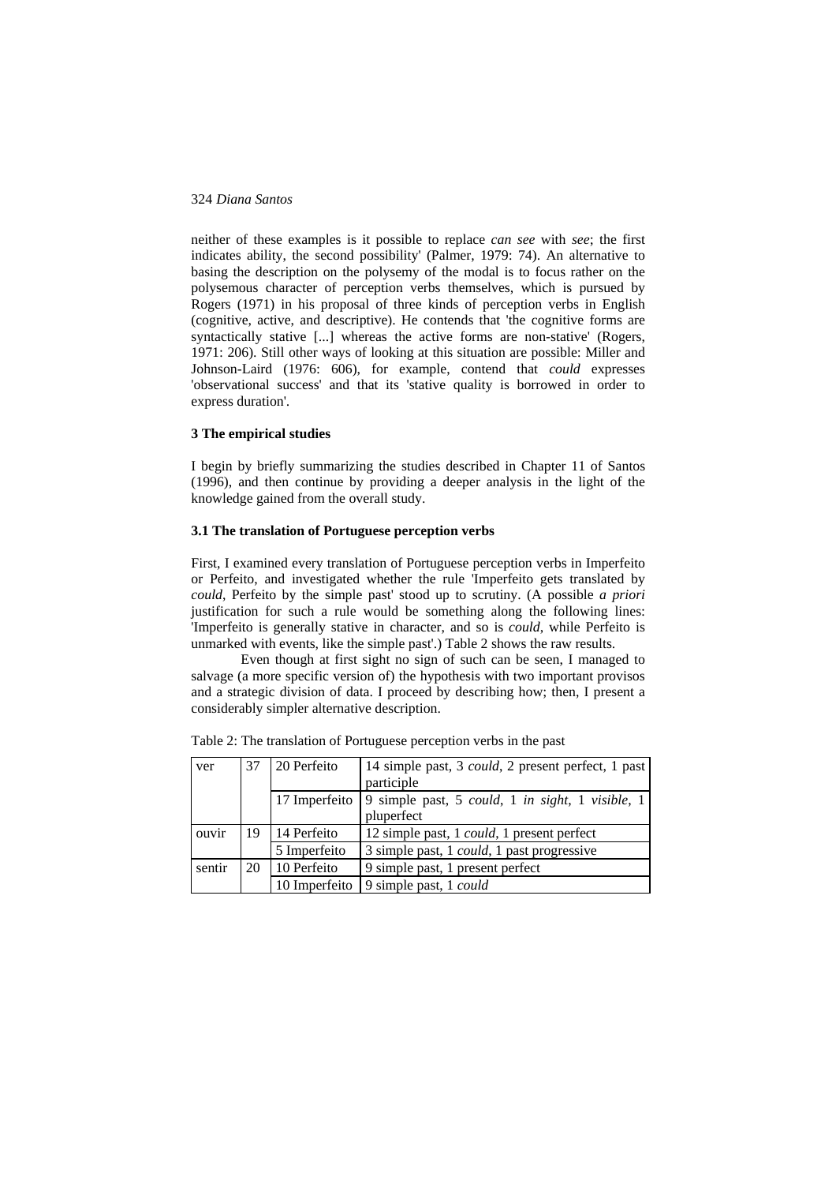neither of these examples is it possible to replace *can see* with *see*; the first indicates ability, the second possibility' (Palmer, 1979: 74). An alternative to basing the description on the polysemy of the modal is to focus rather on the polysemous character of perception verbs themselves, which is pursued by Rogers (1971) in his proposal of three kinds of perception verbs in English (cognitive, active, and descriptive). He contends that 'the cognitive forms are syntactically stative [...] whereas the active forms are non-stative' (Rogers, 1971: 206). Still other ways of looking at this situation are possible: Miller and Johnson-Laird (1976: 606), for example, contend that *could* expresses 'observational success' and that its 'stative quality is borrowed in order to express duration'.

### 3 The empirical studies

I begin by briefly summarizing the studies described in Chapter 11 of Santos (1996), and then continue by providing a deeper analysis in the light of the knowledge gained from the overall study.

### 3.1 The translation of Portuguese perception verbs

First, I examined every translation of Portuguese perception verbs in Imperfeito or Perfeito, and investigated whether the rule 'Imperfeito gets translated by *could*, Perfeito by the simple past' stood up to scrutiny. (A possible *a priori* justification for such a rule would be something along the following lines: 'Imperfeito is generally stative in character, and so is *could*, while Perfeito is unmarked with events, like the simple past'.) Table 2 shows the raw results.

Even though at first sight no sign of such can be seen, I managed to salvage (a more specific version of) the hypothesis with two important provisos and a strategic division of data. I proceed by describing how; then, I present a considerably simpler alternative description.

Table 2: The translation of Portuguese perception verbs in the past

| | | | |
|---|---|---|---|
| ver | 37 | 20 Perfeito | 14 simple past, 3 *could*, 2 present perfect, 1 past participle |
| | | 17 Imperfeito | 9 simple past, 5 *could*, 1 *in sight*, 1 *visible*, 1 pluperfect |
| ouvir | 19 | 14 Perfeito | 12 simple past, 1 *could*, 1 present perfect |
| | | 5 Imperfeito | 3 simple past, 1 *could*, 1 past progressive |
| sentir | 20 | 10 Perfeito | 9 simple past, 1 present perfect |
| | | 10 Imperfeito | 9 simple past, 1 *could* |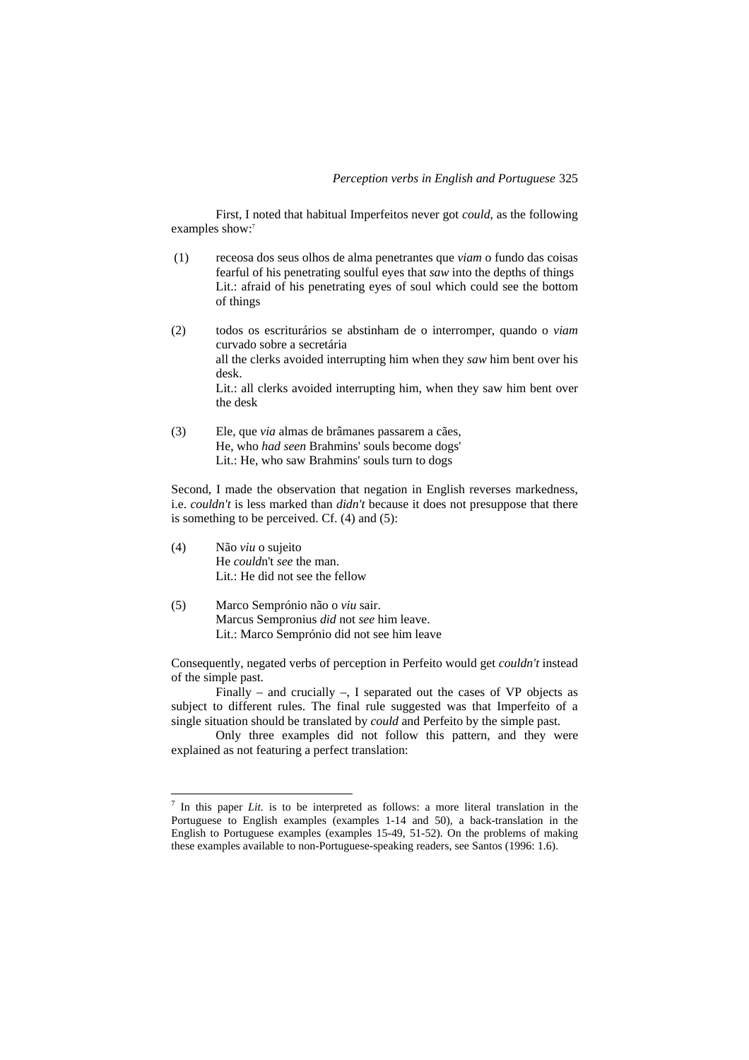First, I noted that habitual Imperfeitos never got *could*, as the following examples show:[7]

(1) receosa dos seus olhos de alma penetrantes que *viam* o fundo das coisas
fearful of his penetrating soulful eyes that *saw* into the depths of things
Lit.: afraid of his penetrating eyes of soul which could see the bottom of things

(2) todos os escriturários se abstinham de o interromper, quando o *viam* curvado sobre a secretária
all the clerks avoided interrupting him when they *saw* him bent over his desk.
Lit.: all clerks avoided interrupting him, when they saw him bent over the desk

(3) Ele, que *via* almas de brâmanes passarem a cães,
He, who *had seen* Brahmins' souls become dogs'
Lit.: He, who saw Brahmins' souls turn to dogs

Second, I made the observation that negation in English reverses markedness, i.e. *couldn't* is less marked than *didn't* because it does not presuppose that there is something to be perceived. Cf. (4) and (5):

(4) Não *viu* o sujeito
He *could*n't *see* the man.
Lit.: He did not see the fellow

(5) Marco Semprónio não o *viu* sair.
Marcus Sempronius *did* not *see* him leave.
Lit.: Marco Semprónio did not see him leave

Consequently, negated verbs of perception in Perfeito would get *couldn't* instead of the simple past.

Finally – and crucially –, I separated out the cases of VP objects as subject to different rules. The final rule suggested was that Imperfeito of a single situation should be translated by *could* and Perfeito by the simple past.

Only three examples did not follow this pattern, and they were explained as not featuring a perfect translation:

---

[7] In this paper *Lit.* is to be interpreted as follows: a more literal translation in the Portuguese to English examples (examples 1-14 and 50), a back-translation in the English to Portuguese examples (examples 15-49, 51-52). On the problems of making these examples available to non-Portuguese-speaking readers, see Santos (1996: 1.6).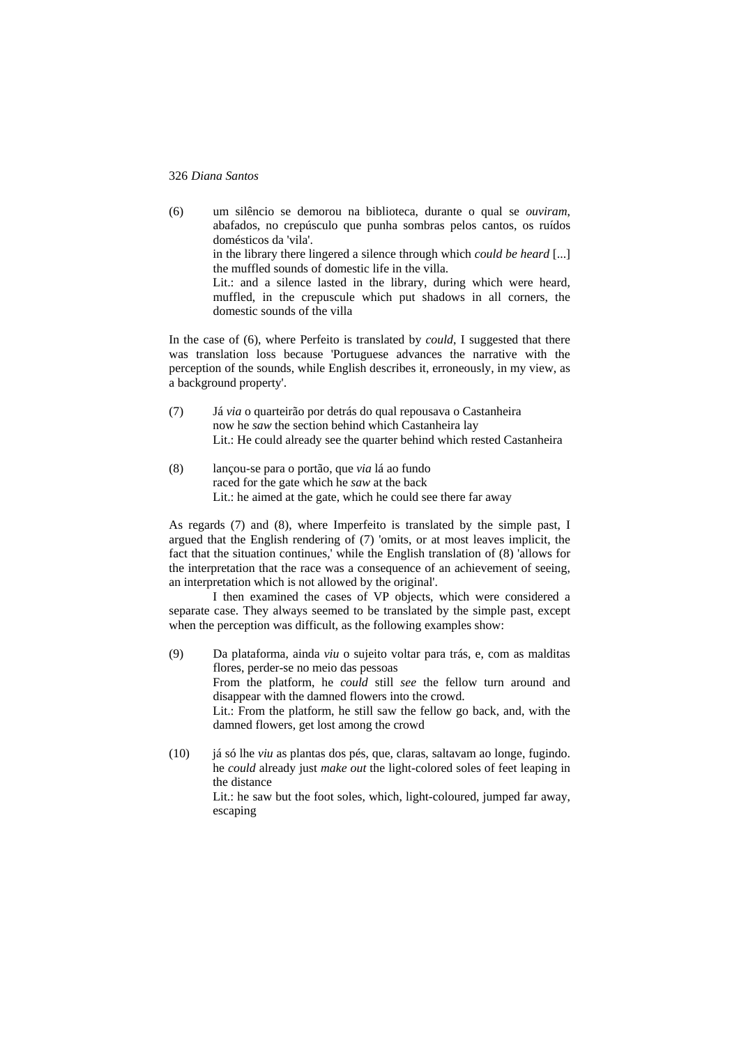(6) um silêncio se demorou na biblioteca, durante o qual se *ouviram*, abafados, no crepúsculo que punha sombras pelos cantos, os ruídos domésticos da 'vila'.
in the library there lingered a silence through which *could be heard* [...] the muffled sounds of domestic life in the villa.
Lit.: and a silence lasted in the library, during which were heard, muffled, in the crepuscule which put shadows in all corners, the domestic sounds of the villa

In the case of (6), where Perfeito is translated by *could*, I suggested that there was translation loss because 'Portuguese advances the narrative with the perception of the sounds, while English describes it, erroneously, in my view, as a background property'.

(7) Já *via* o quarteirão por detrás do qual repousava o Castanheira
now he *saw* the section behind which Castanheira lay
Lit.: He could already see the quarter behind which rested Castanheira

(8) lançou-se para o portão, que *via* lá ao fundo
raced for the gate which he *saw* at the back
Lit.: he aimed at the gate, which he could see there far away

As regards (7) and (8), where Imperfeito is translated by the simple past, I argued that the English rendering of (7) 'omits, or at most leaves implicit, the fact that the situation continues,' while the English translation of (8) 'allows for the interpretation that the race was a consequence of an achievement of seeing, an interpretation which is not allowed by the original'.

I then examined the cases of VP objects, which were considered a separate case. They always seemed to be translated by the simple past, except when the perception was difficult, as the following examples show:

(9) Da plataforma, ainda *viu* o sujeito voltar para trás, e, com as malditas flores, perder-se no meio das pessoas
From the platform, he *could* still *see* the fellow turn around and disappear with the damned flowers into the crowd.
Lit.: From the platform, he still saw the fellow go back, and, with the damned flowers, get lost among the crowd

(10) já só lhe *viu* as plantas dos pés, que, claras, saltavam ao longe, fugindo.
he *could* already just *make out* the light-colored soles of feet leaping in the distance
Lit.: he saw but the foot soles, which, light-coloured, jumped far away, escaping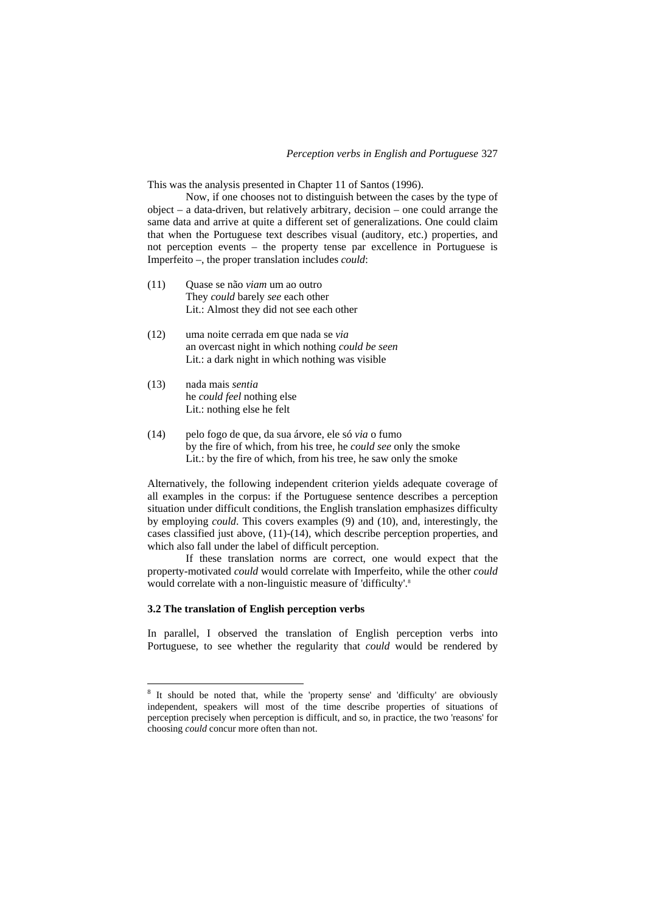This was the analysis presented in Chapter 11 of Santos (1996).

Now, if one chooses not to distinguish between the cases by the type of object – a data-driven, but relatively arbitrary, decision – one could arrange the same data and arrive at quite a different set of generalizations. One could claim that when the Portuguese text describes visual (auditory, etc.) properties, and not perception events – the property tense par excellence in Portuguese is Imperfeito –, the proper translation includes *could*:

(11) Quase se não *viam* um ao outro
They *could* barely *see* each other
Lit.: Almost they did not see each other

(12) uma noite cerrada em que nada se *via*
an overcast night in which nothing *could be seen*
Lit.: a dark night in which nothing was visible

(13) nada mais *sentia*
he *could feel* nothing else
Lit.: nothing else he felt

(14) pelo fogo de que, da sua árvore, ele só *via* o fumo
by the fire of which, from his tree, he *could see* only the smoke
Lit.: by the fire of which, from his tree, he saw only the smoke

Alternatively, the following independent criterion yields adequate coverage of all examples in the corpus: if the Portuguese sentence describes a perception situation under difficult conditions, the English translation emphasizes difficulty by employing *could*. This covers examples (9) and (10), and, interestingly, the cases classified just above, (11)-(14), which describe perception properties, and which also fall under the label of difficult perception.

If these translation norms are correct, one would expect that the property-motivated *could* would correlate with Imperfeito, while the other *could* would correlate with a non-linguistic measure of 'difficulty'.[8]

### 3.2 The translation of English perception verbs

In parallel, I observed the translation of English perception verbs into Portuguese, to see whether the regularity that *could* would be rendered by

[8] It should be noted that, while the 'property sense' and 'difficulty' are obviously independent, speakers will most of the time describe properties of situations of perception precisely when perception is difficult, and so, in practice, the two 'reasons' for choosing *could* concur more often than not.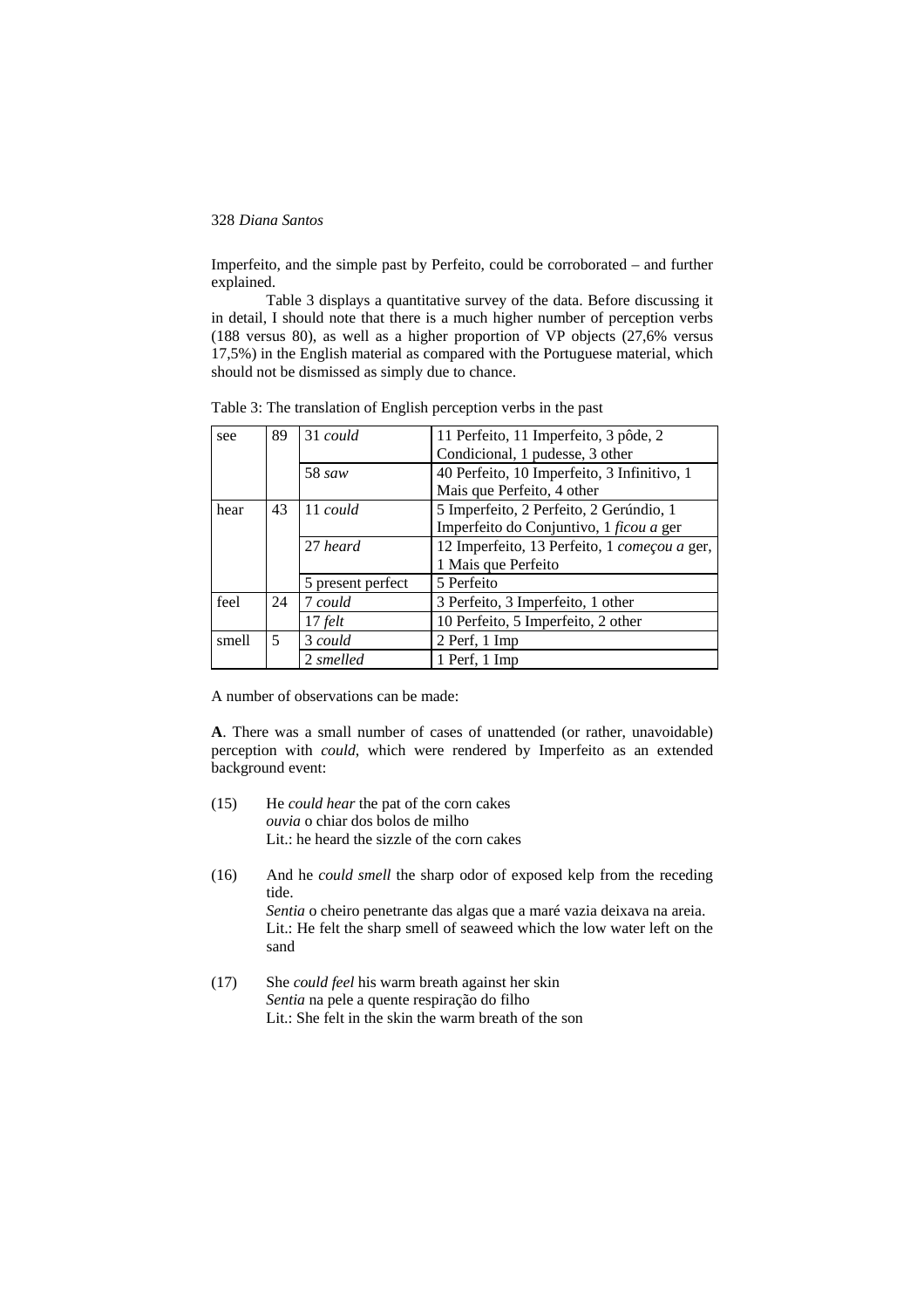Imperfeito, and the simple past by Perfeito, could be corroborated – and further explained.

Table 3 displays a quantitative survey of the data. Before discussing it in detail, I should note that there is a much higher number of perception verbs (188 versus 80), as well as a higher proportion of VP objects (27,6% versus 17,5%) in the English material as compared with the Portuguese material, which should not be dismissed as simply due to chance.

Table 3: The translation of English perception verbs in the past

| | | | |
|---|---|---|---|
| see | 89 | 31 *could* | 11 Perfeito, 11 Imperfeito, 3 pôde, 2 Condicional, 1 pudesse, 3 other |
| | | 58 *saw* | 40 Perfeito, 10 Imperfeito, 3 Infinitivo, 1 Mais que Perfeito, 4 other |
| hear | 43 | 11 *could* | 5 Imperfeito, 2 Perfeito, 2 Gerúndio, 1 Imperfeito do Conjuntivo, 1 *ficou a* ger |
| | | 27 *heard* | 12 Imperfeito, 13 Perfeito, 1 *começou a* ger, 1 Mais que Perfeito |
| | | 5 present perfect | 5 Perfeito |
| feel | 24 | 7 *could* | 3 Perfeito, 3 Imperfeito, 1 other |
| | | 17 *felt* | 10 Perfeito, 5 Imperfeito, 2 other |
| smell | 5 | 3 *could* | 2 Perf, 1 Imp |
| | | 2 *smelled* | 1 Perf, 1 Imp |

A number of observations can be made:

**A**. There was a small number of cases of unattended (or rather, unavoidable) perception with *could*, which were rendered by Imperfeito as an extended background event:

(15) He *could hear* the pat of the corn cakes
*ouvia* o chiar dos bolos de milho
Lit.: he heard the sizzle of the corn cakes

(16) And he *could smell* the sharp odor of exposed kelp from the receding tide.
*Sentia* o cheiro penetrante das algas que a maré vazia deixava na areia.
Lit.: He felt the sharp smell of seaweed which the low water left on the sand

(17) She *could feel* his warm breath against her skin
*Sentia* na pele a quente respiração do filho
Lit.: She felt in the skin the warm breath of the son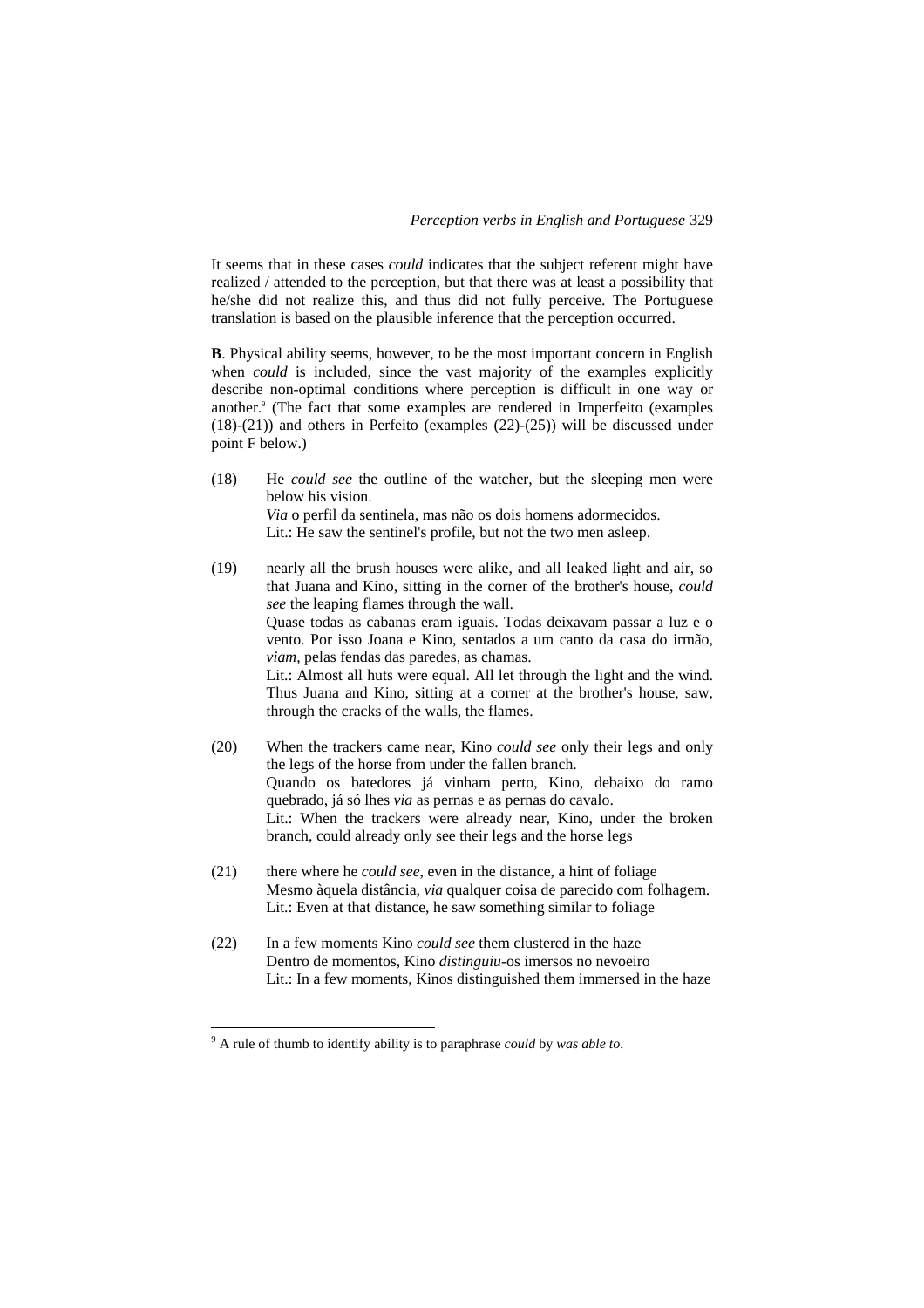It seems that in these cases *could* indicates that the subject referent might have realized / attended to the perception, but that there was at least a possibility that he/she did not realize this, and thus did not fully perceive. The Portuguese translation is based on the plausible inference that the perception occurred.

**B**. Physical ability seems, however, to be the most important concern in English when *could* is included, since the vast majority of the examples explicitly describe non-optimal conditions where perception is difficult in one way or another.[9] (The fact that some examples are rendered in Imperfeito (examples (18)-(21)) and others in Perfeito (examples (22)-(25)) will be discussed under point F below.)

(18) He *could see* the outline of the watcher, but the sleeping men were below his vision.
*Via* o perfil da sentinela, mas não os dois homens adormecidos.
Lit.: He saw the sentinel's profile, but not the two men asleep.

(19) nearly all the brush houses were alike, and all leaked light and air, so that Juana and Kino, sitting in the corner of the brother's house, *could see* the leaping flames through the wall.
Quase todas as cabanas eram iguais. Todas deixavam passar a luz e o vento. Por isso Joana e Kino, sentados a um canto da casa do irmão, *viam*, pelas fendas das paredes, as chamas.
Lit.: Almost all huts were equal. All let through the light and the wind. Thus Juana and Kino, sitting at a corner at the brother's house, saw, through the cracks of the walls, the flames.

(20) When the trackers came near, Kino *could see* only their legs and only the legs of the horse from under the fallen branch.
Quando os batedores já vinham perto, Kino, debaixo do ramo quebrado, já só lhes *via* as pernas e as pernas do cavalo.
Lit.: When the trackers were already near, Kino, under the broken branch, could already only see their legs and the horse legs

(21) there where he *could see*, even in the distance, a hint of foliage
Mesmo àquela distância, *via* qualquer coisa de parecido com folhagem.
Lit.: Even at that distance, he saw something similar to foliage

(22) In a few moments Kino *could see* them clustered in the haze
Dentro de momentos, Kino *distinguiu*-os imersos no nevoeiro
Lit.: In a few moments, Kinos distinguished them immersed in the haze

[9] A rule of thumb to identify ability is to paraphrase *could* by *was able to*.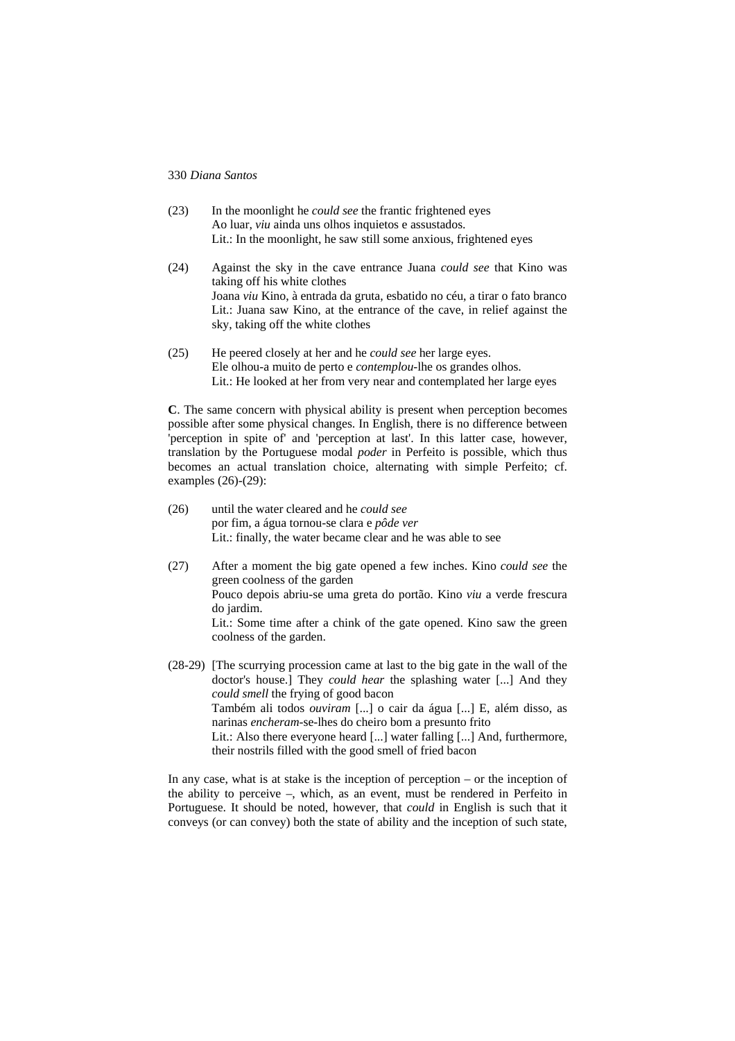(23) In the moonlight he *could see* the frantic frightened eyes
Ao luar, *viu* ainda uns olhos inquietos e assustados.
Lit.: In the moonlight, he saw still some anxious, frightened eyes

(24) Against the sky in the cave entrance Juana *could see* that Kino was taking off his white clothes
Joana *viu* Kino, à entrada da gruta, esbatido no céu, a tirar o fato branco
Lit.: Juana saw Kino, at the entrance of the cave, in relief against the sky, taking off the white clothes

(25) He peered closely at her and he *could see* her large eyes.
Ele olhou-a muito de perto e *contemplou*-lhe os grandes olhos.
Lit.: He looked at her from very near and contemplated her large eyes

**C**. The same concern with physical ability is present when perception becomes possible after some physical changes. In English, there is no difference between 'perception in spite of' and 'perception at last'. In this latter case, however, translation by the Portuguese modal *poder* in Perfeito is possible, which thus becomes an actual translation choice, alternating with simple Perfeito; cf. examples (26)-(29):

(26) until the water cleared and he *could see*
por fim, a água tornou-se clara e *pôde ver*
Lit.: finally, the water became clear and he was able to see

(27) After a moment the big gate opened a few inches. Kino *could see* the green coolness of the garden
Pouco depois abriu-se uma greta do portão. Kino *viu* a verde frescura do jardim.
Lit.: Some time after a chink of the gate opened. Kino saw the green coolness of the garden.

(28-29) [The scurrying procession came at last to the big gate in the wall of the doctor's house.] They *could hear* the splashing water [...] And they *could smell* the frying of good bacon
Também ali todos *ouviram* [...] o cair da água [...] E, além disso, as narinas *encheram*-se-lhes do cheiro bom a presunto frito
Lit.: Also there everyone heard [...] water falling [...] And, furthermore, their nostrils filled with the good smell of fried bacon

In any case, what is at stake is the inception of perception – or the inception of the ability to perceive –, which, as an event, must be rendered in Perfeito in Portuguese. It should be noted, however, that *could* in English is such that it conveys (or can convey) both the state of ability and the inception of such state,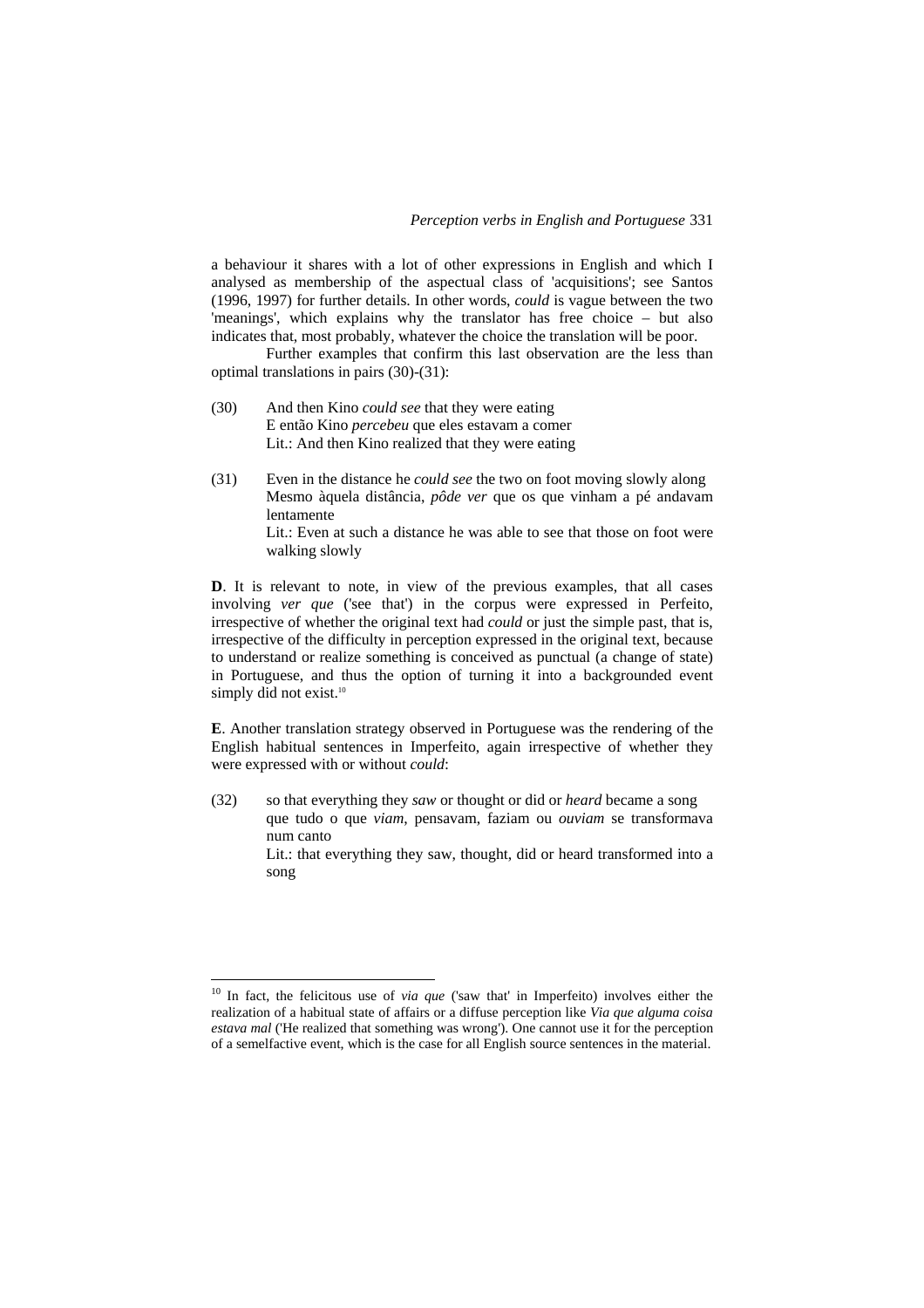a behaviour it shares with a lot of other expressions in English and which I analysed as membership of the aspectual class of 'acquisitions'; see Santos (1996, 1997) for further details. In other words, *could* is vague between the two 'meanings', which explains why the translator has free choice – but also indicates that, most probably, whatever the choice the translation will be poor.

Further examples that confirm this last observation are the less than optimal translations in pairs (30)-(31):

(30) And then Kino *could see* that they were eating
E então Kino *percebeu* que eles estavam a comer
Lit.: And then Kino realized that they were eating

(31) Even in the distance he *could see* the two on foot moving slowly along
Mesmo àquela distância, *pôde ver* que os que vinham a pé andavam lentamente
Lit.: Even at such a distance he was able to see that those on foot were walking slowly

**D**. It is relevant to note, in view of the previous examples, that all cases involving *ver que* ('see that') in the corpus were expressed in Perfeito, irrespective of whether the original text had *could* or just the simple past, that is, irrespective of the difficulty in perception expressed in the original text, because to understand or realize something is conceived as punctual (a change of state) in Portuguese, and thus the option of turning it into a backgrounded event simply did not exist.[10]

**E**. Another translation strategy observed in Portuguese was the rendering of the English habitual sentences in Imperfeito, again irrespective of whether they were expressed with or without *could*:

(32) so that everything they *saw* or thought or did or *heard* became a song
que tudo o que *viam*, pensavam, faziam ou *ouviam* se transformava num canto
Lit.: that everything they saw, thought, did or heard transformed into a song

---

[10] In fact, the felicitous use of *via que* ('saw that' in Imperfeito) involves either the realization of a habitual state of affairs or a diffuse perception like *Via que alguma coisa estava mal* ('He realized that something was wrong'). One cannot use it for the perception of a semelfactive event, which is the case for all English source sentences in the material.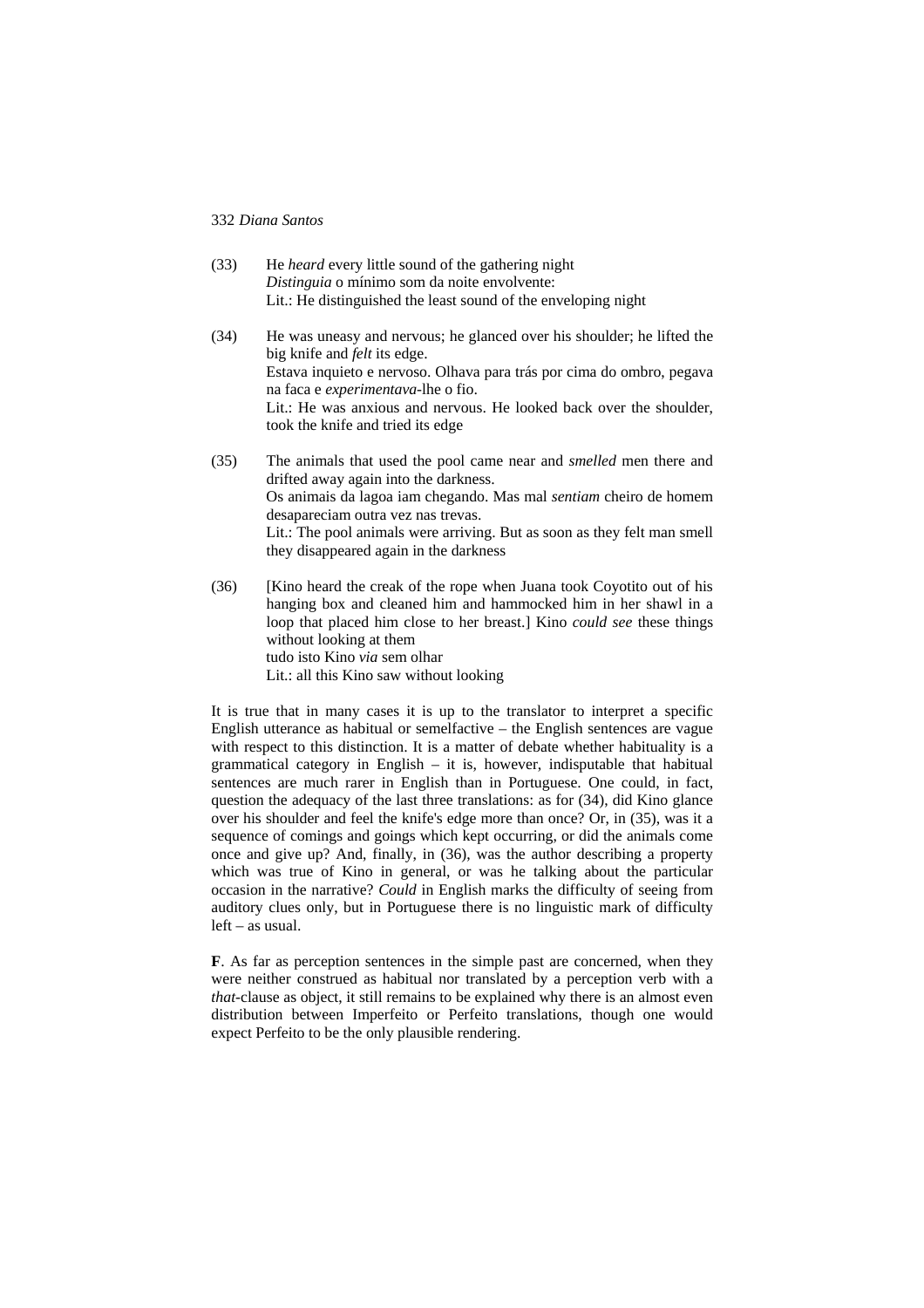(33) He *heard* every little sound of the gathering night
*Distinguia* o mínimo som da noite envolvente:
Lit.: He distinguished the least sound of the enveloping night

(34) He was uneasy and nervous; he glanced over his shoulder; he lifted the big knife and *felt* its edge.
Estava inquieto e nervoso. Olhava para trás por cima do ombro, pegava na faca e *experimentava*-lhe o fio.
Lit.: He was anxious and nervous. He looked back over the shoulder, took the knife and tried its edge

(35) The animals that used the pool came near and *smelled* men there and drifted away again into the darkness.
Os animais da lagoa iam chegando. Mas mal *sentiam* cheiro de homem desapareciam outra vez nas trevas.
Lit.: The pool animals were arriving. But as soon as they felt man smell they disappeared again in the darkness

(36) [Kino heard the creak of the rope when Juana took Coyotito out of his hanging box and cleaned him and hammocked him in her shawl in a loop that placed him close to her breast.] Kino *could see* these things without looking at them
tudo isto Kino *via* sem olhar
Lit.: all this Kino saw without looking

It is true that in many cases it is up to the translator to interpret a specific English utterance as habitual or semelfactive – the English sentences are vague with respect to this distinction. It is a matter of debate whether habituality is a grammatical category in English – it is, however, indisputable that habitual sentences are much rarer in English than in Portuguese. One could, in fact, question the adequacy of the last three translations: as for (34), did Kino glance over his shoulder and feel the knife's edge more than once? Or, in (35), was it a sequence of comings and goings which kept occurring, or did the animals come once and give up? And, finally, in (36), was the author describing a property which was true of Kino in general, or was he talking about the particular occasion in the narrative? *Could* in English marks the difficulty of seeing from auditory clues only, but in Portuguese there is no linguistic mark of difficulty left – as usual.

**F**. As far as perception sentences in the simple past are concerned, when they were neither construed as habitual nor translated by a perception verb with a *that*-clause as object, it still remains to be explained why there is an almost even distribution between Imperfeito or Perfeito translations, though one would expect Perfeito to be the only plausible rendering.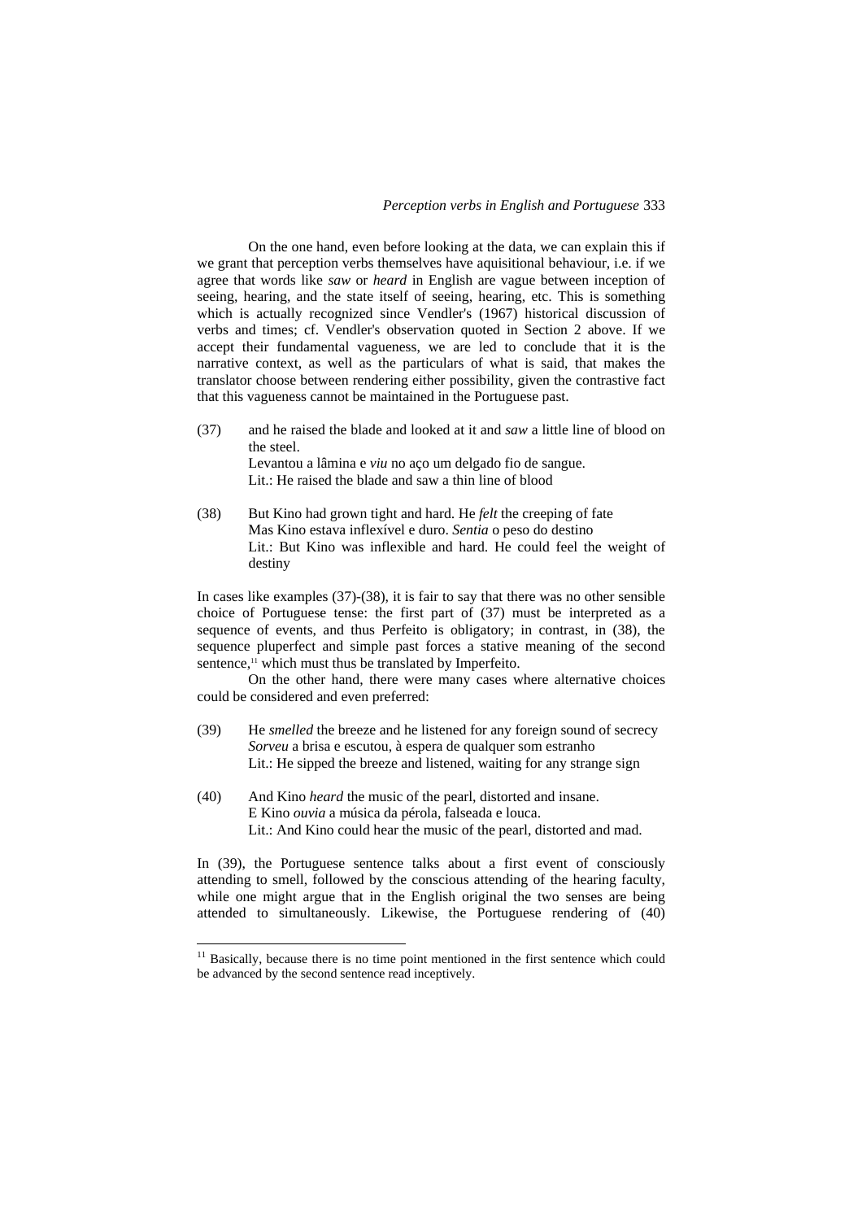On the one hand, even before looking at the data, we can explain this if we grant that perception verbs themselves have aquisitional behaviour, i.e. if we agree that words like *saw* or *heard* in English are vague between inception of seeing, hearing, and the state itself of seeing, hearing, etc. This is something which is actually recognized since Vendler's (1967) historical discussion of verbs and times; cf. Vendler's observation quoted in Section 2 above. If we accept their fundamental vagueness, we are led to conclude that it is the narrative context, as well as the particulars of what is said, that makes the translator choose between rendering either possibility, given the contrastive fact that this vagueness cannot be maintained in the Portuguese past.

(37) and he raised the blade and looked at it and *saw* a little line of blood on the steel.
Levantou a lâmina e *viu* no aço um delgado fio de sangue.
Lit.: He raised the blade and saw a thin line of blood

(38) But Kino had grown tight and hard. He *felt* the creeping of fate
Mas Kino estava inflexível e duro. *Sentia* o peso do destino
Lit.: But Kino was inflexible and hard. He could feel the weight of destiny

In cases like examples (37)-(38), it is fair to say that there was no other sensible choice of Portuguese tense: the first part of (37) must be interpreted as a sequence of events, and thus Perfeito is obligatory; in contrast, in (38), the sequence pluperfect and simple past forces a stative meaning of the second sentence,[11] which must thus be translated by Imperfeito.

On the other hand, there were many cases where alternative choices could be considered and even preferred:

(39) He *smelled* the breeze and he listened for any foreign sound of secrecy
*Sorveu* a brisa e escutou, à espera de qualquer som estranho
Lit.: He sipped the breeze and listened, waiting for any strange sign

(40) And Kino *heard* the music of the pearl, distorted and insane.
E Kino *ouvia* a música da pérola, falseada e louca.
Lit.: And Kino could hear the music of the pearl, distorted and mad.

In (39), the Portuguese sentence talks about a first event of consciously attending to smell, followed by the conscious attending of the hearing faculty, while one might argue that in the English original the two senses are being attended to simultaneously. Likewise, the Portuguese rendering of (40)

[11] Basically, because there is no time point mentioned in the first sentence which could be advanced by the second sentence read inceptively.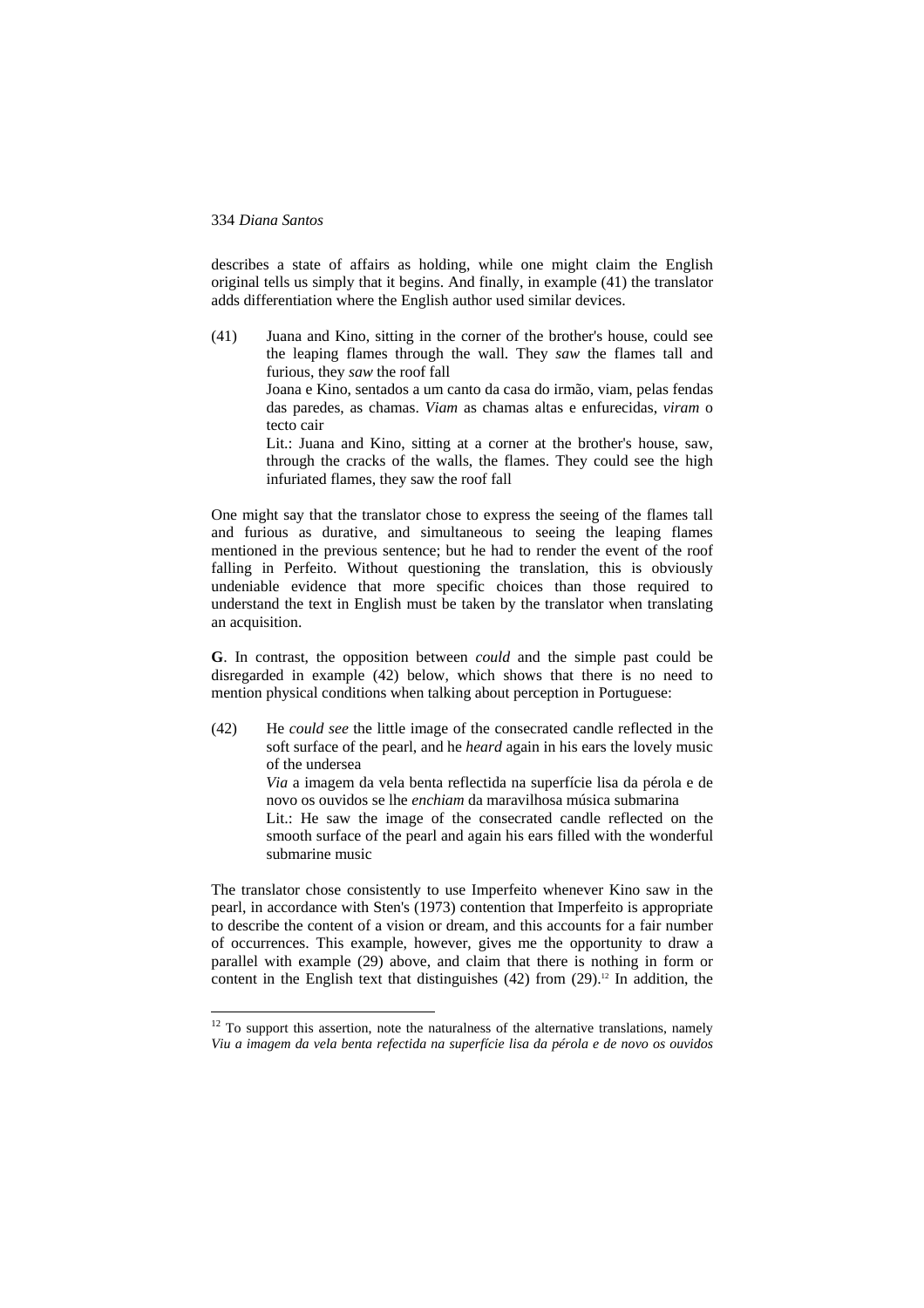describes a state of affairs as holding, while one might claim the English original tells us simply that it begins. And finally, in example (41) the translator adds differentiation where the English author used similar devices.

(41) Juana and Kino, sitting in the corner of the brother's house, could see the leaping flames through the wall. They *saw* the flames tall and furious, they *saw* the roof fall
Joana e Kino, sentados a um canto da casa do irmão, viam, pelas fendas das paredes, as chamas. *Viam* as chamas altas e enfurecidas, *viram* o tecto cair
Lit.: Juana and Kino, sitting at a corner at the brother's house, saw, through the cracks of the walls, the flames. They could see the high infuriated flames, they saw the roof fall

One might say that the translator chose to express the seeing of the flames tall and furious as durative, and simultaneous to seeing the leaping flames mentioned in the previous sentence; but he had to render the event of the roof falling in Perfeito. Without questioning the translation, this is obviously undeniable evidence that more specific choices than those required to understand the text in English must be taken by the translator when translating an acquisition.

**G**. In contrast, the opposition between *could* and the simple past could be disregarded in example (42) below, which shows that there is no need to mention physical conditions when talking about perception in Portuguese:

(42) He *could see* the little image of the consecrated candle reflected in the soft surface of the pearl, and he *heard* again in his ears the lovely music of the undersea
*Via* a imagem da vela benta reflectida na superfície lisa da pérola e de novo os ouvidos se lhe *enchiam* da maravilhosa música submarina
Lit.: He saw the image of the consecrated candle reflected on the smooth surface of the pearl and again his ears filled with the wonderful submarine music

The translator chose consistently to use Imperfeito whenever Kino saw in the pearl, in accordance with Sten's (1973) contention that Imperfeito is appropriate to describe the content of a vision or dream, and this accounts for a fair number of occurrences. This example, however, gives me the opportunity to draw a parallel with example (29) above, and claim that there is nothing in form or content in the English text that distinguishes (42) from (29).[12] In addition, the

[12] To support this assertion, note the naturalness of the alternative translations, namely *Viu a imagem da vela benta refectida na superfície lisa da pérola e de novo os ouvidos*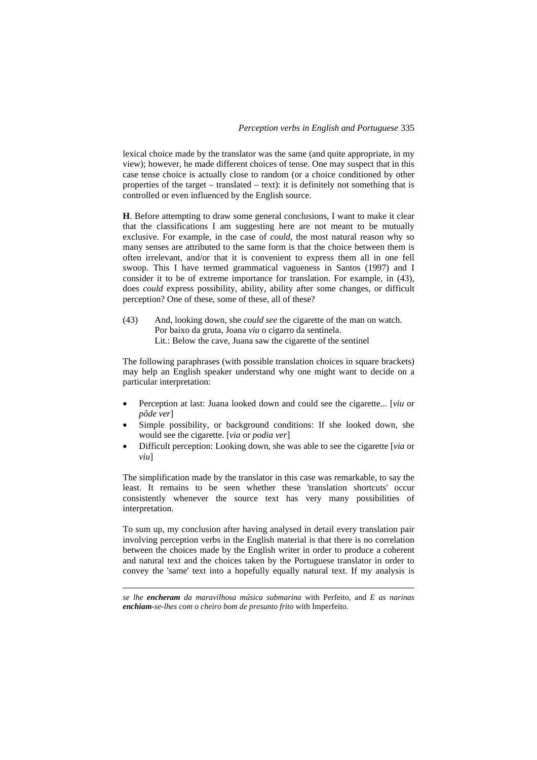lexical choice made by the translator was the same (and quite appropriate, in my view); however, he made different choices of tense. One may suspect that in this case tense choice is actually close to random (or a choice conditioned by other properties of the target – translated – text): it is definitely not something that is controlled or even influenced by the English source.

**H**. Before attempting to draw some general conclusions, I want to make it clear that the classifications I am suggesting here are not meant to be mutually exclusive. For example, in the case of *could*, the most natural reason why so many senses are attributed to the same form is that the choice between them is often irrelevant, and/or that it is convenient to express them all in one fell swoop. This I have termed grammatical vagueness in Santos (1997) and I consider it to be of extreme importance for translation. For example, in (43), does *could* express possibility, ability, ability after some changes, or difficult perception? One of these, some of these, all of these?

(43) And, looking down, she *could see* the cigarette of the man on watch.
Por baixo da gruta, Joana *viu* o cigarro da sentinela.
Lit.: Below the cave, Juana saw the cigarette of the sentinel

The following paraphrases (with possible translation choices in square brackets) may help an English speaker understand why one might want to decide on a particular interpretation:

- Perception at last: Juana looked down and could see the cigarette... [*viu* or *pôde ver*]
- Simple possibility, or background conditions: If she looked down, she would see the cigarette. [*via* or *podia ver*]
- Difficult perception: Looking down, she was able to see the cigarette [*via* or *viu*]

The simplification made by the translator in this case was remarkable, to say the least. It remains to be seen whether these 'translation shortcuts' occur consistently whenever the source text has very many possibilities of interpretation.

To sum up, my conclusion after having analysed in detail every translation pair involving perception verbs in the English material is that there is no correlation between the choices made by the English writer in order to produce a coherent and natural text and the choices taken by the Portuguese translator in order to convey the 'same' text into a hopefully equally natural text. If my analysis is

---

*se lhe **encheram** da maravilhosa música submarina* with Perfeito, and *E as narinas **enchiam**-se-lhes com o cheiro bom de presunto frito* with Imperfeito.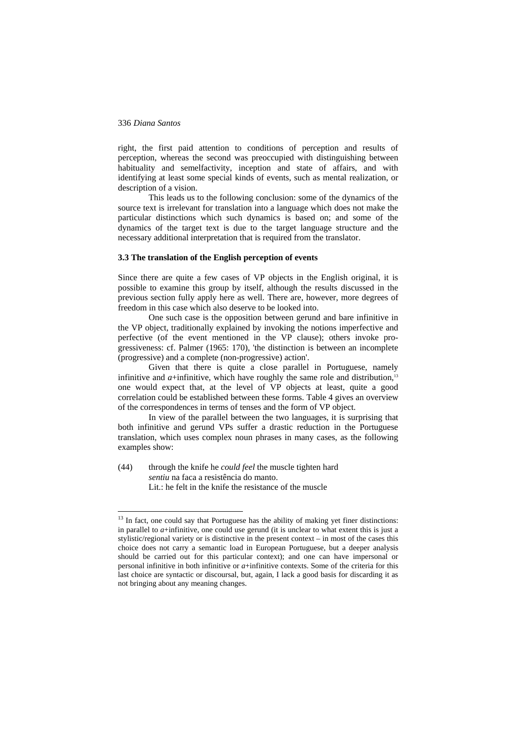right, the first paid attention to conditions of perception and results of perception, whereas the second was preoccupied with distinguishing between habituality and semelfactivity, inception and state of affairs, and with identifying at least some special kinds of events, such as mental realization, or description of a vision.

This leads us to the following conclusion: some of the dynamics of the source text is irrelevant for translation into a language which does not make the particular distinctions which such dynamics is based on; and some of the dynamics of the target text is due to the target language structure and the necessary additional interpretation that is required from the translator.

### 3.3 The translation of the English perception of events

Since there are quite a few cases of VP objects in the English original, it is possible to examine this group by itself, although the results discussed in the previous section fully apply here as well. There are, however, more degrees of freedom in this case which also deserve to be looked into.

One such case is the opposition between gerund and bare infinitive in the VP object, traditionally explained by invoking the notions imperfective and perfective (of the event mentioned in the VP clause); others invoke progressiveness: cf. Palmer (1965: 170), 'the distinction is between an incomplete (progressive) and a complete (non-progressive) action'.

Given that there is quite a close parallel in Portuguese, namely infinitive and *a*+infinitive, which have roughly the same role and distribution,[13] one would expect that, at the level of VP objects at least, quite a good correlation could be established between these forms. Table 4 gives an overview of the correspondences in terms of tenses and the form of VP object.

In view of the parallel between the two languages, it is surprising that both infinitive and gerund VPs suffer a drastic reduction in the Portuguese translation, which uses complex noun phrases in many cases, as the following examples show:

(44) through the knife he *could feel* the muscle tighten hard
*sentiu* na faca a resistência do manto.
Lit.: he felt in the knife the resistance of the muscle

---

[13] In fact, one could say that Portuguese has the ability of making yet finer distinctions: in parallel to *a*+infinitive, one could use gerund (it is unclear to what extent this is just a stylistic/regional variety or is distinctive in the present context – in most of the cases this choice does not carry a semantic load in European Portuguese, but a deeper analysis should be carried out for this particular context); and one can have impersonal or personal infinitive in both infinitive or *a*+infinitive contexts. Some of the criteria for this last choice are syntactic or discoursal, but, again, I lack a good basis for discarding it as not bringing about any meaning changes.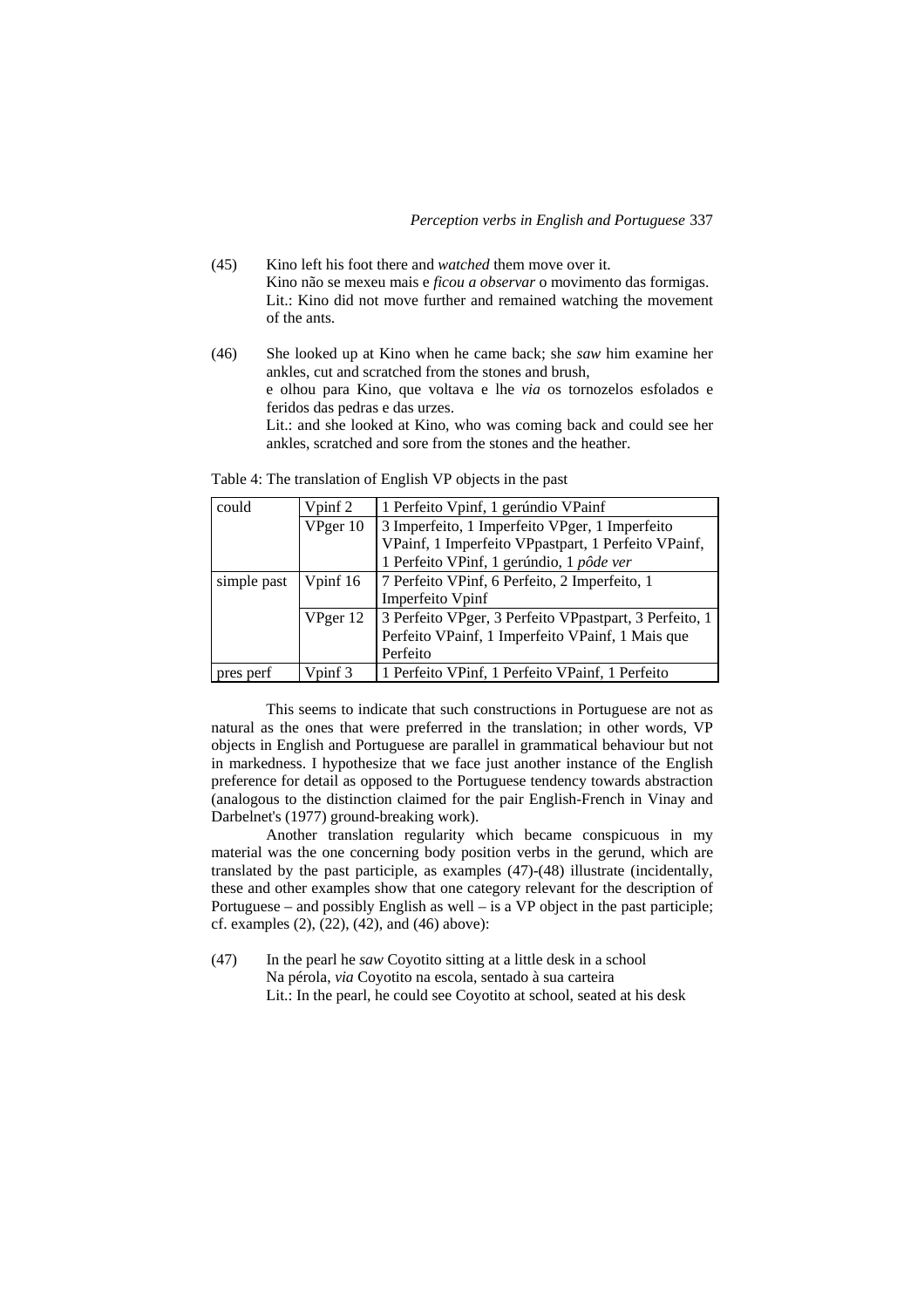(45) Kino left his foot there and *watched* them move over it.
Kino não se mexeu mais e *ficou a observar* o movimento das formigas.
Lit.: Kino did not move further and remained watching the movement of the ants.

(46) She looked up at Kino when he came back; she *saw* him examine her ankles, cut and scratched from the stones and brush,
e olhou para Kino, que voltava e lhe *via* os tornozelos esfolados e feridos das pedras e das urzes.
Lit.: and she looked at Kino, who was coming back and could see her ankles, scratched and sore from the stones and the heather.

Table 4: The translation of English VP objects in the past

| could | Vpinf 2 | 1 Perfeito Vpinf, 1 gerúndio VPainf |
|---|---|---|
| | VPger 10 | 3 Imperfeito, 1 Imperfeito VPger, 1 Imperfeito VPainf, 1 Imperfeito VPpastpart, 1 Perfeito VPainf, 1 Perfeito VPinf, 1 gerúndio, 1 *pôde ver* |
| simple past | Vpinf 16 | 7 Perfeito VPinf, 6 Perfeito, 2 Imperfeito, 1 Imperfeito Vpinf |
| | VPger 12 | 3 Perfeito VPger, 3 Perfeito VPpastpart, 3 Perfeito, 1 Perfeito VPainf, 1 Imperfeito VPainf, 1 Mais que Perfeito |
| pres perf | Vpinf 3 | 1 Perfeito VPinf, 1 Perfeito VPainf, 1 Perfeito |

This seems to indicate that such constructions in Portuguese are not as natural as the ones that were preferred in the translation; in other words, VP objects in English and Portuguese are parallel in grammatical behaviour but not in markedness. I hypothesize that we face just another instance of the English preference for detail as opposed to the Portuguese tendency towards abstraction (analogous to the distinction claimed for the pair English-French in Vinay and Darbelnet's (1977) ground-breaking work).

Another translation regularity which became conspicuous in my material was the one concerning body position verbs in the gerund, which are translated by the past participle, as examples (47)-(48) illustrate (incidentally, these and other examples show that one category relevant for the description of Portuguese – and possibly English as well – is a VP object in the past participle; cf. examples (2), (22), (42), and (46) above):

(47) In the pearl he *saw* Coyotito sitting at a little desk in a school
Na pérola, *via* Coyotito na escola, sentado à sua carteira
Lit.: In the pearl, he could see Coyotito at school, seated at his desk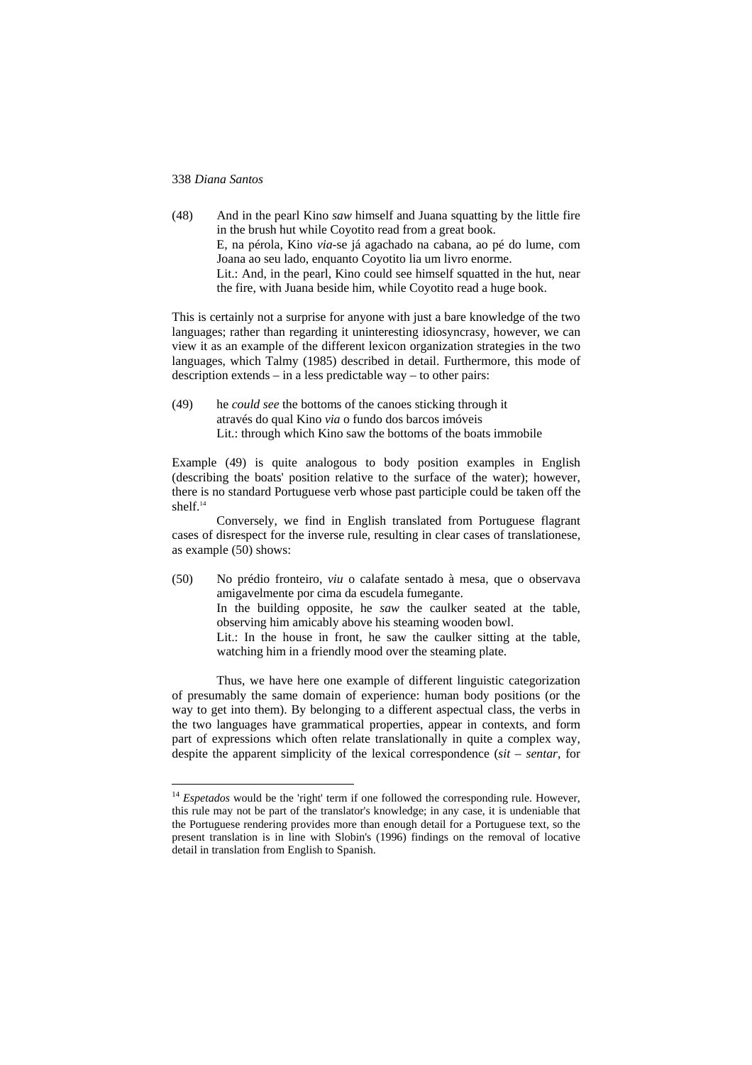(48) And in the pearl Kino *saw* himself and Juana squatting by the little fire in the brush hut while Coyotito read from a great book.
E, na pérola, Kino *via*-se já agachado na cabana, ao pé do lume, com Joana ao seu lado, enquanto Coyotito lia um livro enorme.
Lit.: And, in the pearl, Kino could see himself squatted in the hut, near the fire, with Juana beside him, while Coyotito read a huge book.

This is certainly not a surprise for anyone with just a bare knowledge of the two languages; rather than regarding it uninteresting idiosyncrasy, however, we can view it as an example of the different lexicon organization strategies in the two languages, which Talmy (1985) described in detail. Furthermore, this mode of description extends – in a less predictable way – to other pairs:

(49) he *could see* the bottoms of the canoes sticking through it
através do qual Kino *via* o fundo dos barcos imóveis
Lit.: through which Kino saw the bottoms of the boats immobile

Example (49) is quite analogous to body position examples in English (describing the boats' position relative to the surface of the water); however, there is no standard Portuguese verb whose past participle could be taken off the shelf.[14]

Conversely, we find in English translated from Portuguese flagrant cases of disrespect for the inverse rule, resulting in clear cases of translationese, as example (50) shows:

(50) No prédio fronteiro, *viu* o calafate sentado à mesa, que o observava amigavelmente por cima da escudela fumegante.
In the building opposite, he *saw* the caulker seated at the table, observing him amicably above his steaming wooden bowl.
Lit.: In the house in front, he saw the caulker sitting at the table, watching him in a friendly mood over the steaming plate.

Thus, we have here one example of different linguistic categorization of presumably the same domain of experience: human body positions (or the way to get into them). By belonging to a different aspectual class, the verbs in the two languages have grammatical properties, appear in contexts, and form part of expressions which often relate translationally in quite a complex way, despite the apparent simplicity of the lexical correspondence (*sit* – *sentar*, for

[14] *Espetados* would be the 'right' term if one followed the corresponding rule. However, this rule may not be part of the translator's knowledge; in any case, it is undeniable that the Portuguese rendering provides more than enough detail for a Portuguese text, so the present translation is in line with Slobin's (1996) findings on the removal of locative detail in translation from English to Spanish.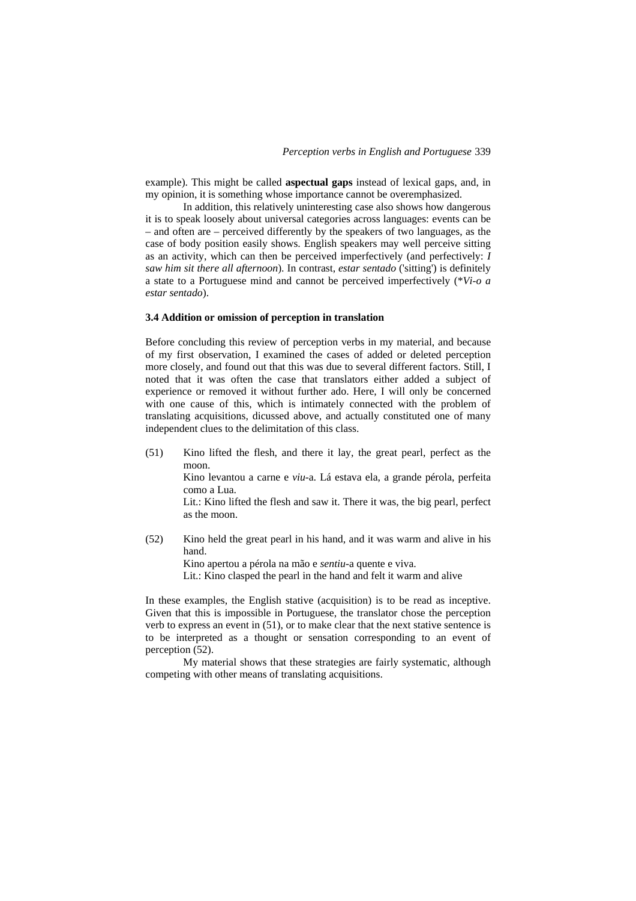example). This might be called **aspectual gaps** instead of lexical gaps, and, in my opinion, it is something whose importance cannot be overemphasized.

In addition, this relatively uninteresting case also shows how dangerous it is to speak loosely about universal categories across languages: events can be – and often are – perceived differently by the speakers of two languages, as the case of body position easily shows. English speakers may well perceive sitting as an activity, which can then be perceived imperfectively (and perfectively: *I saw him sit there all afternoon*). In contrast, *estar sentado* ('sitting') is definitely a state to a Portuguese mind and cannot be perceived imperfectively (**Vi-o a estar sentado*).

### 3.4 Addition or omission of perception in translation

Before concluding this review of perception verbs in my material, and because of my first observation, I examined the cases of added or deleted perception more closely, and found out that this was due to several different factors. Still, I noted that it was often the case that translators either added a subject of experience or removed it without further ado. Here, I will only be concerned with one cause of this, which is intimately connected with the problem of translating acquisitions, dicussed above, and actually constituted one of many independent clues to the delimitation of this class.

(51) Kino lifted the flesh, and there it lay, the great pearl, perfect as the moon.
Kino levantou a carne e *viu*-a. Lá estava ela, a grande pérola, perfeita como a Lua.
Lit.: Kino lifted the flesh and saw it. There it was, the big pearl, perfect as the moon.

(52) Kino held the great pearl in his hand, and it was warm and alive in his hand.
Kino apertou a pérola na mão e *sentiu*-a quente e viva.
Lit.: Kino clasped the pearl in the hand and felt it warm and alive

In these examples, the English stative (acquisition) is to be read as inceptive. Given that this is impossible in Portuguese, the translator chose the perception verb to express an event in (51), or to make clear that the next stative sentence is to be interpreted as a thought or sensation corresponding to an event of perception (52).

My material shows that these strategies are fairly systematic, although competing with other means of translating acquisitions.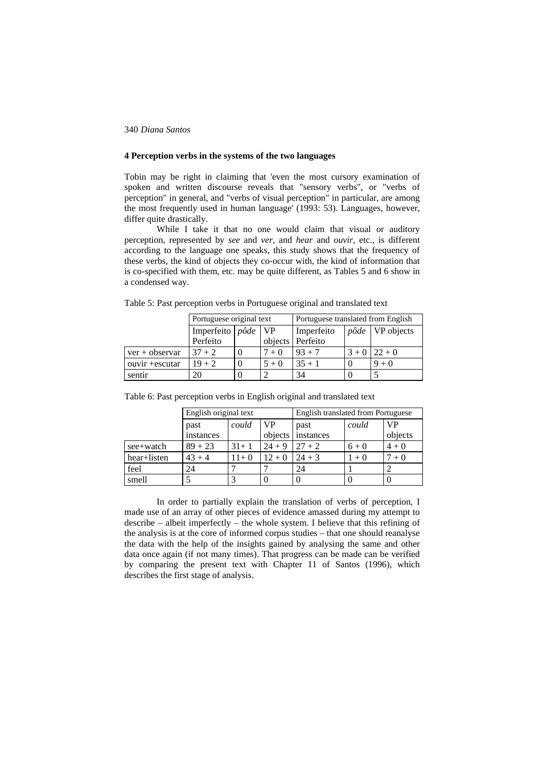## 4 Perception verbs in the systems of the two languages

Tobin may be right in claiming that 'even the most cursory examination of spoken and written discourse reveals that "sensory verbs", or "verbs of perception" in general, and "verbs of visual perception" in particular, are among the most frequently used in human language' (1993: 53). Languages, however, differ quite drastically.

While I take it that no one would claim that visual or auditory perception, represented by *see* and *ver*, and *hear* and *ouvir*, etc., is different according to the language one speaks, this study shows that the frequency of these verbs, the kind of objects they co-occur with, the kind of information that is co-specified with them, etc. may be quite different, as Tables 5 and 6 show in a condensed way.

Table 5: Past perception verbs in Portuguese original and translated text

| | Portuguese original text | | | Portuguese translated from English | | |
|---|---|---|---|---|---|---|
| | Imperfeito Perfeito | *pôde* | VP objects | Imperfeito Perfeito | *pôde* | VP objects |
| ver + observar | 37 + 2 | 0 | 7 + 0 | 93 + 7 | 3 + 0 | 22 + 0 |
| ouvir +escutar | 19 + 2 | 0 | 5 + 0 | 35 + 1 | 0 | 9 + 0 |
| sentir | 20 | 0 | 2 | 34 | 0 | 5 |

Table 6: Past perception verbs in English original and translated text

| | English original text | | | English translated from Portuguese | | |
|---|---|---|---|---|---|---|
| | past instances | *could* | VP objects | past instances | *could* | VP objects |
| see+watch | 89 + 23 | 31+ 1 | 24 + 9 | 27 + 2 | 6 + 0 | 4 + 0 |
| hear+listen | 43 + 4 | 11+ 0 | 12 + 0 | 24 + 3 | 1 + 0 | 7 + 0 |
| feel | 24 | 7 | 7 | 24 | 1 | 2 |
| smell | 5 | 3 | 0 | 0 | 0 | 0 |

In order to partially explain the translation of verbs of perception, I made use of an array of other pieces of evidence amassed during my attempt to describe – albeit imperfectly – the whole system. I believe that this refining of the analysis is at the core of informed corpus studies – that one should reanalyse the data with the help of the insights gained by analysing the same and other data once again (if not many times). That progress can be made can be verified by comparing the present text with Chapter 11 of Santos (1996), which describes the first stage of analysis.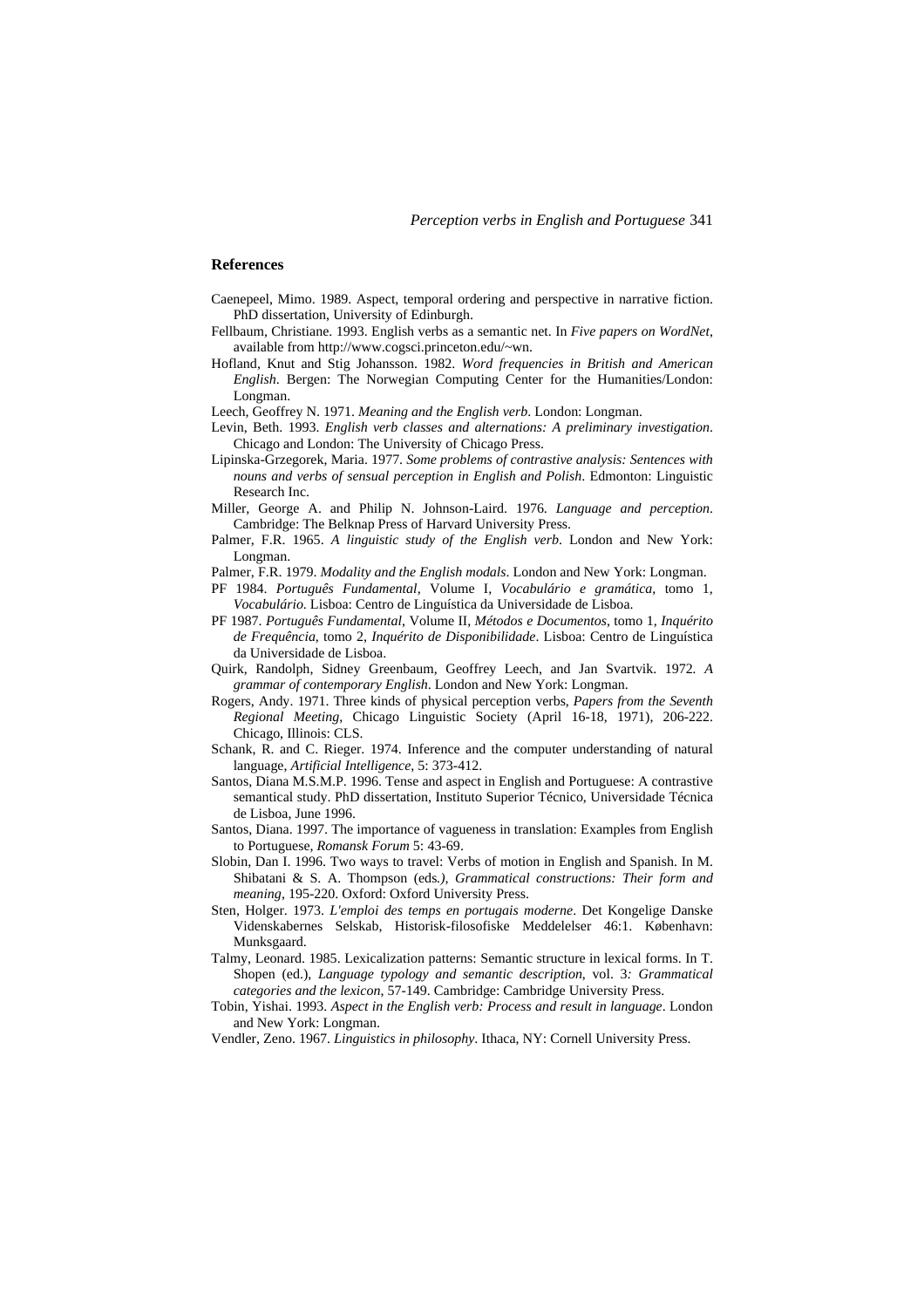## References

Caenepeel, Mimo. 1989. Aspect, temporal ordering and perspective in narrative fiction. PhD dissertation, University of Edinburgh.

Fellbaum, Christiane. 1993. English verbs as a semantic net. In *Five papers on WordNet*, available from http://www.cogsci.princeton.edu/~wn.

Hofland, Knut and Stig Johansson. 1982. *Word frequencies in British and American English*. Bergen: The Norwegian Computing Center for the Humanities/London: Longman.

Leech, Geoffrey N. 1971. *Meaning and the English verb*. London: Longman.

Levin, Beth. 1993. *English verb classes and alternations: A preliminary investigation*. Chicago and London: The University of Chicago Press.

Lipinska-Grzegorek, Maria. 1977. *Some problems of contrastive analysis: Sentences with nouns and verbs of sensual perception in English and Polish*. Edmonton: Linguistic Research Inc.

Miller, George A. and Philip N. Johnson-Laird. 1976. *Language and perception*. Cambridge: The Belknap Press of Harvard University Press.

Palmer, F.R. 1965. *A linguistic study of the English verb*. London and New York: Longman.

Palmer, F.R. 1979. *Modality and the English modals*. London and New York: Longman.

PF 1984. *Português Fundamental*, Volume I, *Vocabulário e gramática*, tomo 1, *Vocabulário*. Lisboa: Centro de Linguística da Universidade de Lisboa.

PF 1987. *Português Fundamental*, Volume II, *Métodos e Documentos*, tomo 1, *Inquérito de Frequência*, tomo 2, *Inquérito de Disponibilidade*. Lisboa: Centro de Linguística da Universidade de Lisboa.

Quirk, Randolph, Sidney Greenbaum, Geoffrey Leech, and Jan Svartvik. 1972. *A grammar of contemporary English*. London and New York: Longman.

Rogers, Andy. 1971. Three kinds of physical perception verbs, *Papers from the Seventh Regional Meeting*, Chicago Linguistic Society (April 16-18, 1971), 206-222. Chicago, Illinois: CLS.

Schank, R. and C. Rieger. 1974. Inference and the computer understanding of natural language, *Artificial Intelligence*, 5: 373-412.

Santos, Diana M.S.M.P. 1996. Tense and aspect in English and Portuguese: A contrastive semantical study. PhD dissertation, Instituto Superior Técnico, Universidade Técnica de Lisboa, June 1996.

Santos, Diana. 1997. The importance of vagueness in translation: Examples from English to Portuguese, *Romansk Forum* 5: 43-69.

Slobin, Dan I. 1996. Two ways to travel: Verbs of motion in English and Spanish. In M. Shibatani & S. A. Thompson (eds*.), Grammatical constructions: Their form and meaning*, 195-220. Oxford: Oxford University Press.

Sten, Holger. 1973. *L'emploi des temps en portugais moderne*. Det Kongelige Danske Videnskabernes Selskab, Historisk-filosofiske Meddelelser 46:1. København: Munksgaard.

Talmy, Leonard. 1985. Lexicalization patterns: Semantic structure in lexical forms. In T. Shopen (ed.), *Language typology and semantic description*, vol. 3*: Grammatical categories and the lexicon*, 57-149. Cambridge: Cambridge University Press.

Tobin, Yishai. 1993. *Aspect in the English verb: Process and result in language*. London and New York: Longman.

Vendler, Zeno. 1967. *Linguistics in philosophy*. Ithaca, NY: Cornell University Press.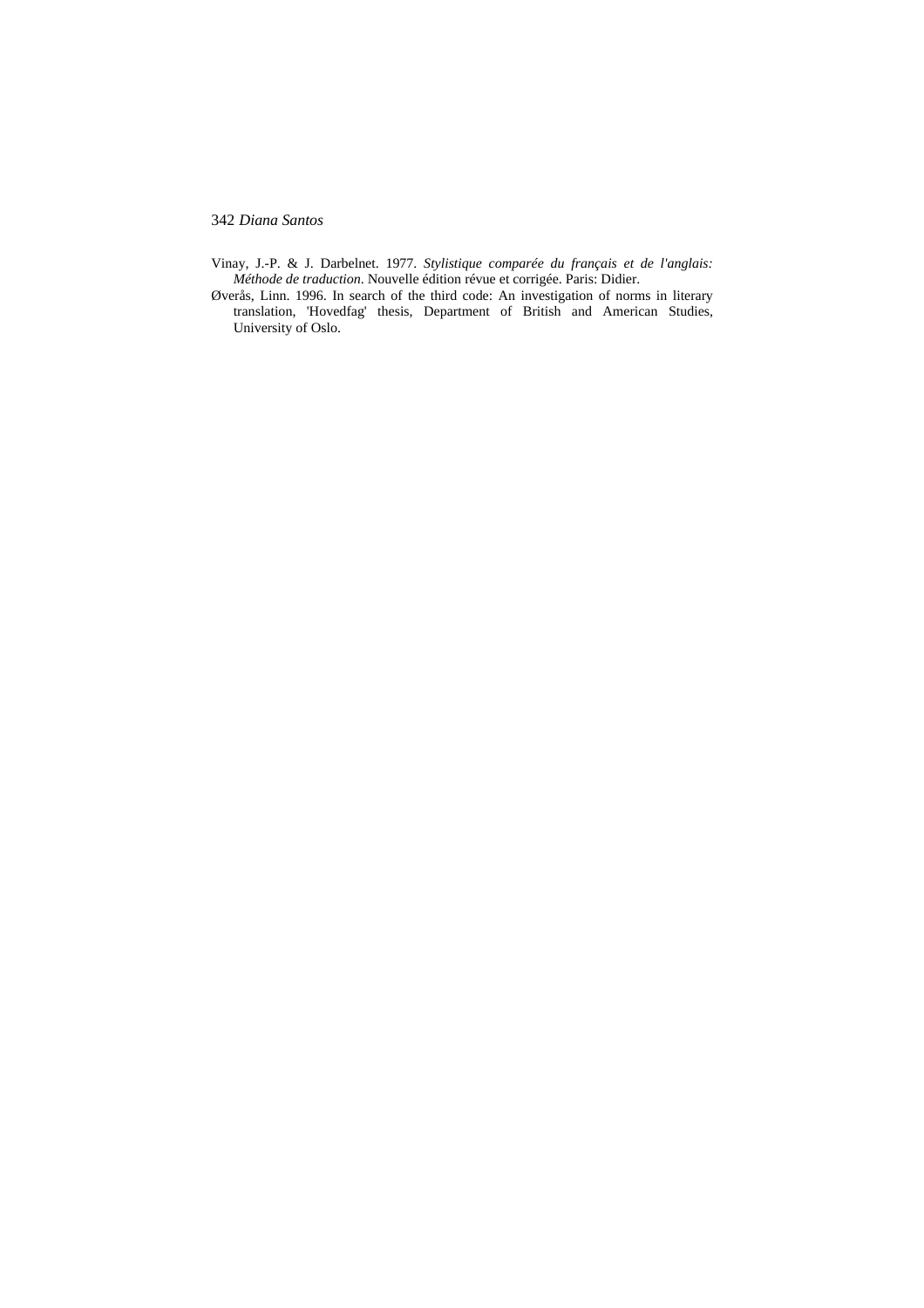Vinay, J.-P. & J. Darbelnet. 1977. *Stylistique comparée du français et de l'anglais: Méthode de traduction*. Nouvelle édition révue et corrigée. Paris: Didier.

Øverås, Linn. 1996. In search of the third code: An investigation of norms in literary translation, 'Hovedfag' thesis, Department of British and American Studies, University of Oslo.